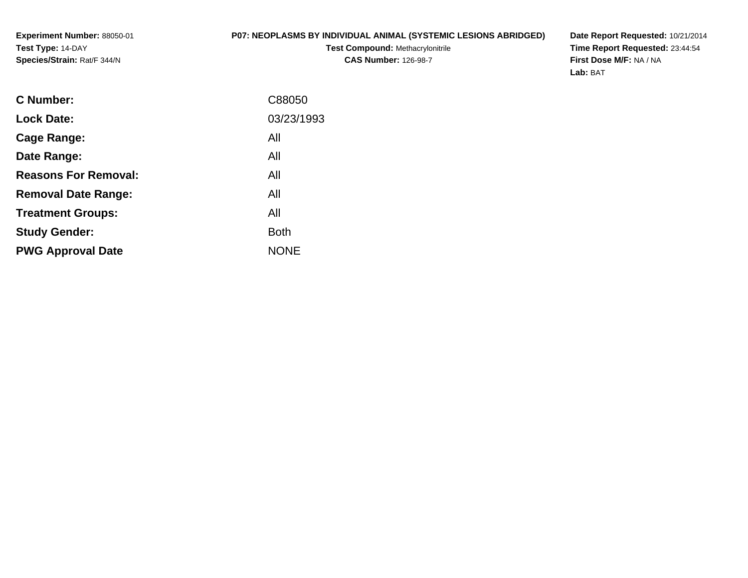**Experiment Number:** 88050-01
**Test Type:** 14-DAY
**Species/Strain:** Rat/F 344/N

**P07: NEOPLASMS BY INDIVIDUAL ANIMAL (SYSTEMIC LESIONS ABRIDGED)**
**Test Compound:** Methacrylonitrile
**CAS Number:** 126-98-7

**Date Report Requested:** 10/21/2014
**Time Report Requested:** 23:44:54
**First Dose M/F:** NA / NA
**Lab:** BAT

| | |
|---|---|
| **C Number:** | C88050 |
| **Lock Date:** | 03/23/1993 |
| **Cage Range:** | All |
| **Date Range:** | All |
| **Reasons For Removal:** | All |
| **Removal Date Range:** | All |
| **Treatment Groups:** | All |
| **Study Gender:** | Both |
| **PWG Approval Date** | NONE |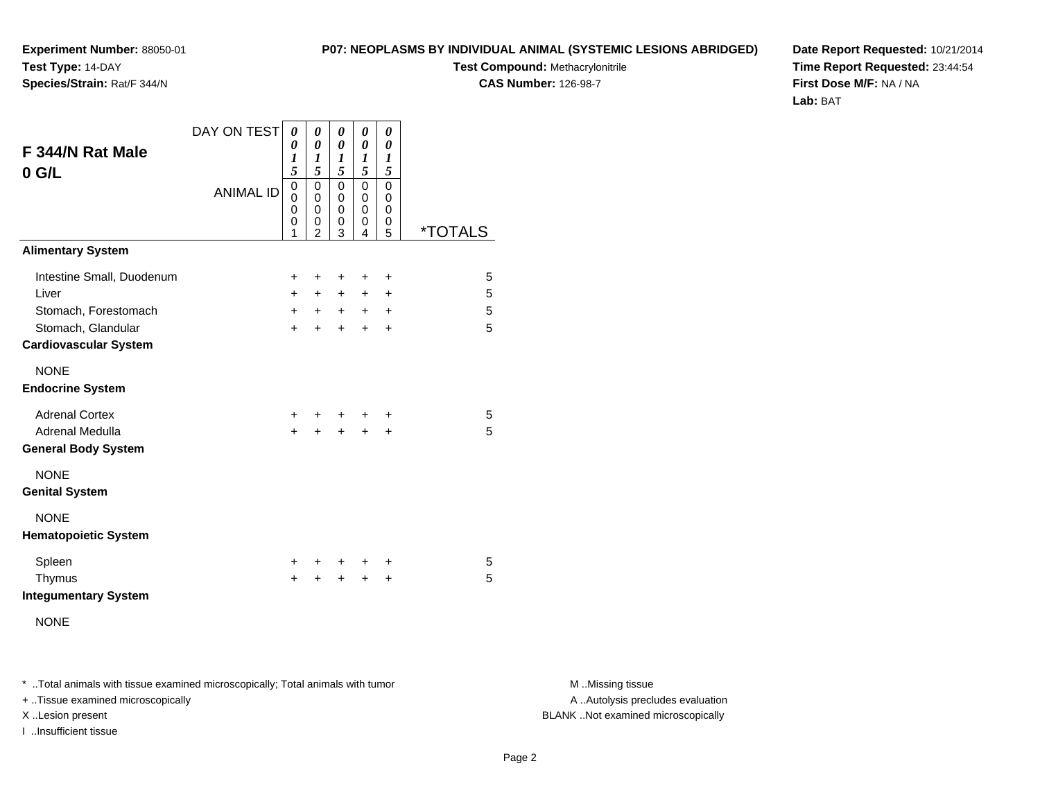**Experiment Number:** 88050-01
**Test Type:** 14-DAY
**Species/Strain:** Rat/F 344/N

**P07: NEOPLASMS BY INDIVIDUAL ANIMAL (SYSTEMIC LESIONS ABRIDGED)**
**Test Compound:** Methacrylonitrile
**CAS Number:** 126-98-7

**Date Report Requested:** 10/21/2014
**Time Report Requested:** 23:44:54
**First Dose M/F:** NA / NA
**Lab:** BAT

## F 344/N Rat Male
## 0 G/L

| DAY ON TEST | 0015 | 0015 | 0015 | 0015 | 0015 | |
|---|---|---|---|---|---|---|
| ANIMAL ID | 00001 | 00002 | 00003 | 00004 | 00005 | *TOTALS |
| **Alimentary System** | | | | | | |
| Intestine Small, Duodenum | + | + | + | + | + | 5 |
| Liver | + | + | + | + | + | 5 |
| Stomach, Forestomach | + | + | + | + | + | 5 |
| Stomach, Glandular | + | + | + | + | + | 5 |
| **Cardiovascular System** | | | | | | |
| NONE | | | | | | |
| **Endocrine System** | | | | | | |
| Adrenal Cortex | + | + | + | + | + | 5 |
| Adrenal Medulla | + | + | + | + | + | 5 |
| **General Body System** | | | | | | |
| NONE | | | | | | |
| **Genital System** | | | | | | |
| NONE | | | | | | |
| **Hematopoietic System** | | | | | | |
| Spleen | + | + | + | + | + | 5 |
| Thymus | + | + | + | + | + | 5 |
| **Integumentary System** | | | | | | |
| NONE | | | | | | |

* ..Total animals with tissue examined microscopically; Total animals with tumor
+ ..Tissue examined microscopically
X ..Lesion present
I ..Insufficient tissue

M ..Missing tissue
A ..Autolysis precludes evaluation
BLANK ..Not examined microscopically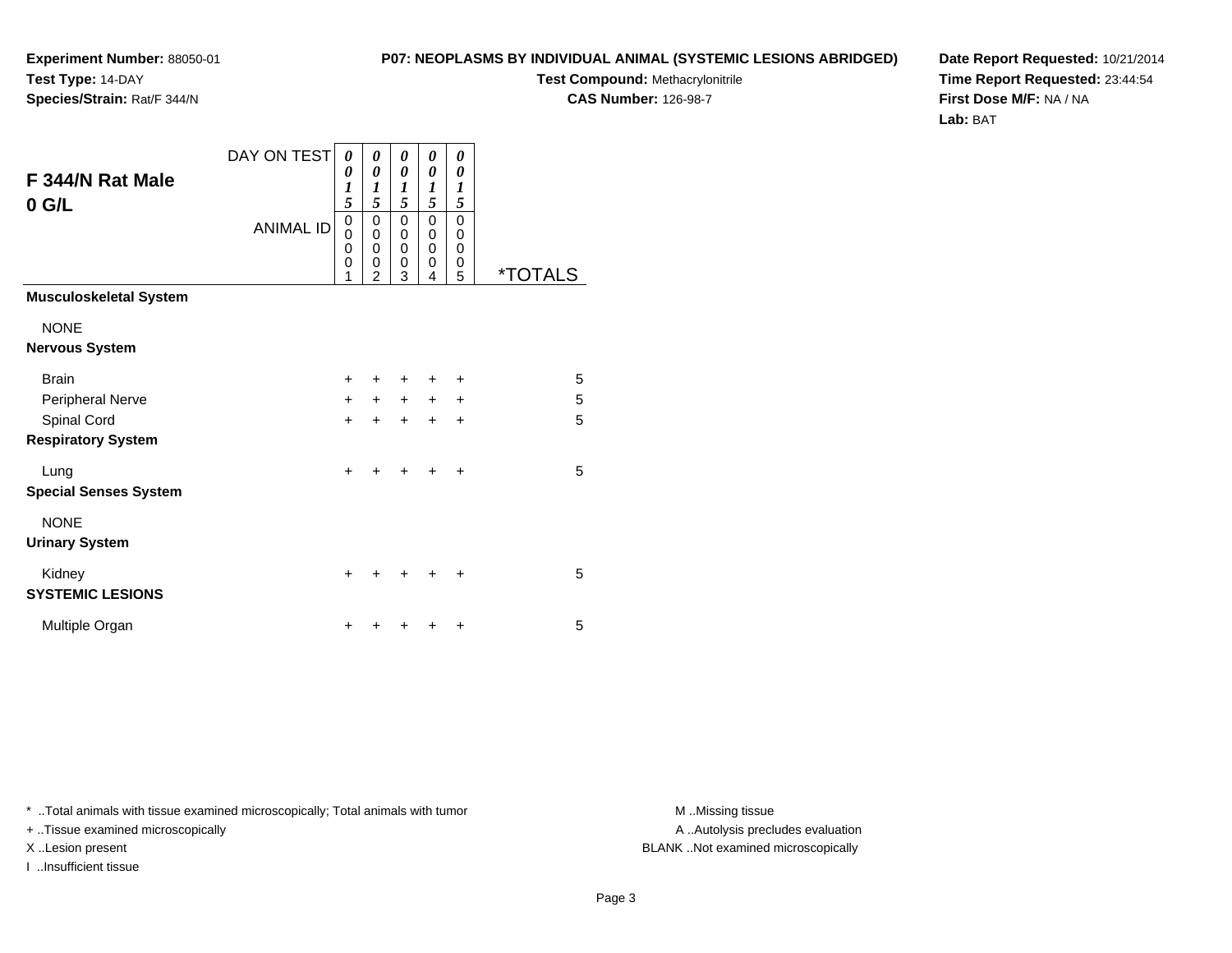**Experiment Number:** 88050-01
**Test Type:** 14-DAY
**Species/Strain:** Rat/F 344/N

**P07: NEOPLASMS BY INDIVIDUAL ANIMAL (SYSTEMIC LESIONS ABRIDGED)**
**Test Compound:** Methacrylonitrile
**CAS Number:** 126-98-7

**Date Report Requested:** 10/21/2014
**Time Report Requested:** 23:44:54
**First Dose M/F:** NA / NA
**Lab:** BAT

## F 344/N Rat Male
## 0 G/L

| DAY ON TEST | 0015 | 0015 | 0015 | 0015 | 0015 | |
|---|---|---|---|---|---|---|
| ANIMAL ID | 00001 | 00002 | 00003 | 00004 | 00005 | *TOTALS |
| **Musculoskeletal System** | | | | | | |
| NONE | | | | | | |
| **Nervous System** | | | | | | |
| Brain | + | + | + | + | + | 5 |
| Peripheral Nerve | + | + | + | + | + | 5 |
| Spinal Cord | + | + | + | + | + | 5 |
| **Respiratory System** | | | | | | |
| Lung | + | + | + | + | + | 5 |
| **Special Senses System** | | | | | | |
| NONE | | | | | | |
| **Urinary System** | | | | | | |
| Kidney | + | + | + | + | + | 5 |
| **SYSTEMIC LESIONS** | | | | | | |
| Multiple Organ | + | + | + | + | + | 5 |

* ..Total animals with tissue examined microscopically; Total animals with tumor
+ ..Tissue examined microscopically
X ..Lesion present
I ..Insufficient tissue

M ..Missing tissue
A ..Autolysis precludes evaluation
BLANK ..Not examined microscopically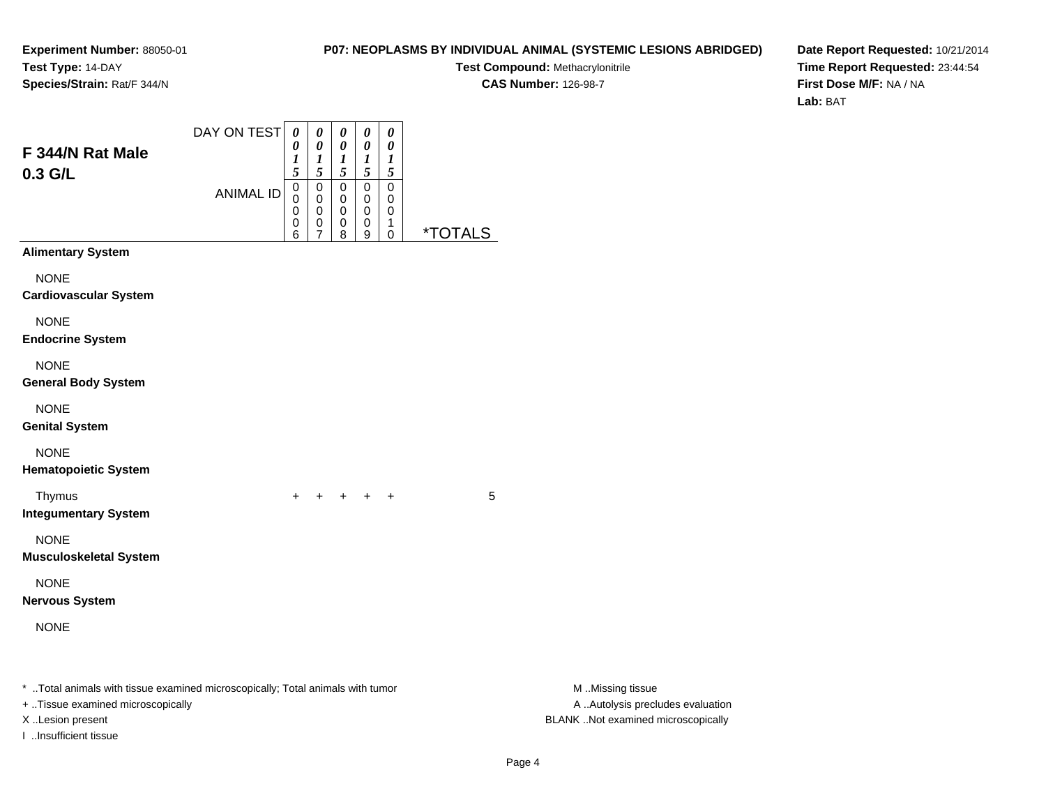**Experiment Number:** 88050-01
**Test Type:** 14-DAY
**Species/Strain:** Rat/F 344/N

**P07: NEOPLASMS BY INDIVIDUAL ANIMAL (SYSTEMIC LESIONS ABRIDGED)**
**Test Compound:** Methacrylonitrile
**CAS Number:** 126-98-7

**Date Report Requested:** 10/21/2014
**Time Report Requested:** 23:44:54
**First Dose M/F:** NA / NA
**Lab:** BAT

## F 344/N Rat Male 0.3 G/L

| DAY ON TEST | 0015 | 0015 | 0015 | 0015 | 0015 | |
|---|---|---|---|---|---|---|
| ANIMAL ID | 00006 | 00007 | 00008 | 00009 | 00010 | *TOTALS |
| **Alimentary System** | | | | | | |
| NONE | | | | | | |
| **Cardiovascular System** | | | | | | |
| NONE | | | | | | |
| **Endocrine System** | | | | | | |
| NONE | | | | | | |
| **General Body System** | | | | | | |
| NONE | | | | | | |
| **Genital System** | | | | | | |
| NONE | | | | | | |
| **Hematopoietic System** | | | | | | |
| Thymus | + | + | + | + | + | 5 |
| **Integumentary System** | | | | | | |
| NONE | | | | | | |
| **Musculoskeletal System** | | | | | | |
| NONE | | | | | | |
| **Nervous System** | | | | | | |
| NONE | | | | | | |

* ..Total animals with tissue examined microscopically; Total animals with tumor
+ ..Tissue examined microscopically
X ..Lesion present
I ..Insufficient tissue

M ..Missing tissue
A ..Autolysis precludes evaluation
BLANK ..Not examined microscopically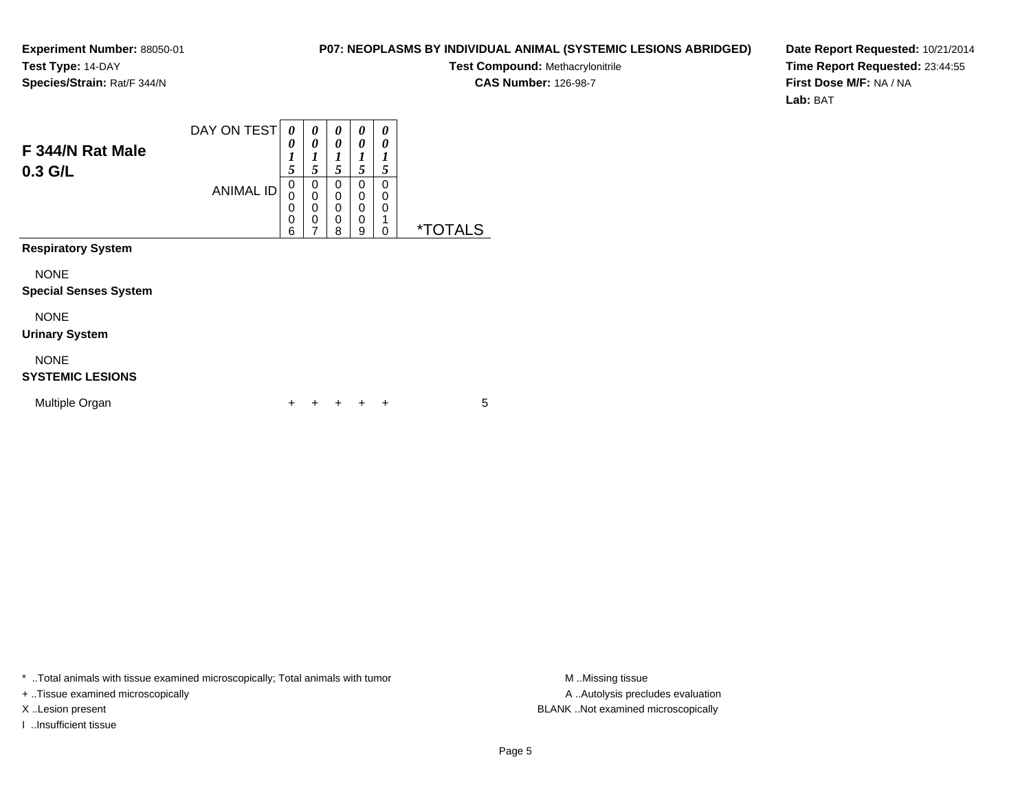**Experiment Number:** 88050-01
**Test Type:** 14-DAY
**Species/Strain:** Rat/F 344/N

**P07: NEOPLASMS BY INDIVIDUAL ANIMAL (SYSTEMIC LESIONS ABRIDGED)**
**Test Compound:** Methacrylonitrile
**CAS Number:** 126-98-7

**Date Report Requested:** 10/21/2014
**Time Report Requested:** 23:44:55
**First Dose M/F:** NA / NA
**Lab:** BAT

## F 344/N Rat Male 0.3 G/L

| DAY ON TEST | 0015 | 0015 | 0015 | 0015 | 0015 | |
|---|---|---|---|---|---|---|
| ANIMAL ID | 00006 | 00007 | 00008 | 00009 | 00010 | *TOTALS |
| **Respiratory System** | | | | | | |
| NONE | | | | | | |
| **Special Senses System** | | | | | | |
| NONE | | | | | | |
| **Urinary System** | | | | | | |
| NONE | | | | | | |
| **SYSTEMIC LESIONS** | | | | | | |
| Multiple Organ | + | + | + | + | + | 5 |

* ..Total animals with tissue examined microscopically; Total animals with tumor
+ ..Tissue examined microscopically
X ..Lesion present
I ..Insufficient tissue

M ..Missing tissue
A ..Autolysis precludes evaluation
BLANK ..Not examined microscopically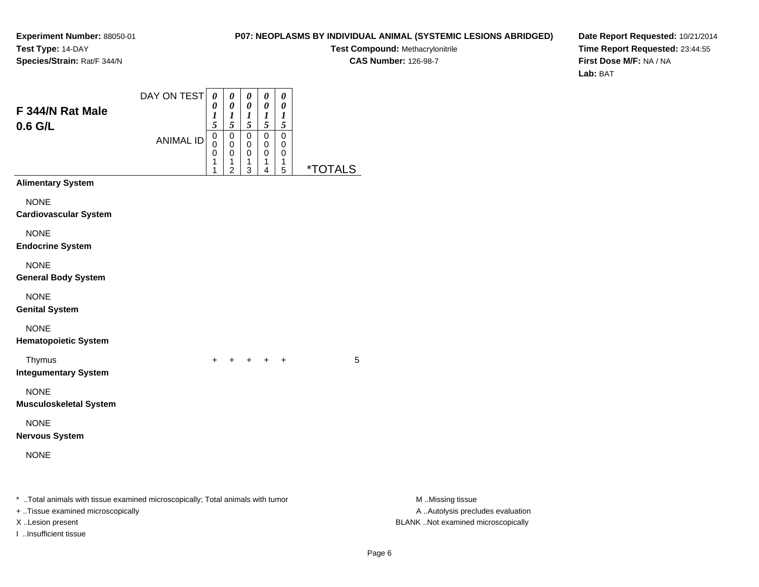**Experiment Number:** 88050-01
**Test Type:** 14-DAY
**Species/Strain:** Rat/F 344/N

**P07: NEOPLASMS BY INDIVIDUAL ANIMAL (SYSTEMIC LESIONS ABRIDGED)**
**Test Compound:** Methacrylonitrile
**CAS Number:** 126-98-7

**Date Report Requested:** 10/21/2014
**Time Report Requested:** 23:44:55
**First Dose M/F:** NA / NA
**Lab:** BAT

## F 344/N Rat Male 0.6 G/L

| DAY ON TEST | 0015 | 0015 | 0015 | 0015 | 0015 | |
|---|---|---|---|---|---|---|
| ANIMAL ID | 00011 | 00012 | 00013 | 00014 | 00015 | *TOTALS |
| **Alimentary System** | | | | | | |
| NONE | | | | | | |
| **Cardiovascular System** | | | | | | |
| NONE | | | | | | |
| **Endocrine System** | | | | | | |
| NONE | | | | | | |
| **General Body System** | | | | | | |
| NONE | | | | | | |
| **Genital System** | | | | | | |
| NONE | | | | | | |
| **Hematopoietic System** | | | | | | |
| Thymus | + | + | + | + | + | 5 |
| **Integumentary System** | | | | | | |
| NONE | | | | | | |
| **Musculoskeletal System** | | | | | | |
| NONE | | | | | | |
| **Nervous System** | | | | | | |
| NONE | | | | | | |

\* ..Total animals with tissue examined microscopically; Total animals with tumor
+ ..Tissue examined microscopically
X ..Lesion present
I ..Insufficient tissue

M ..Missing tissue
A ..Autolysis precludes evaluation
BLANK ..Not examined microscopically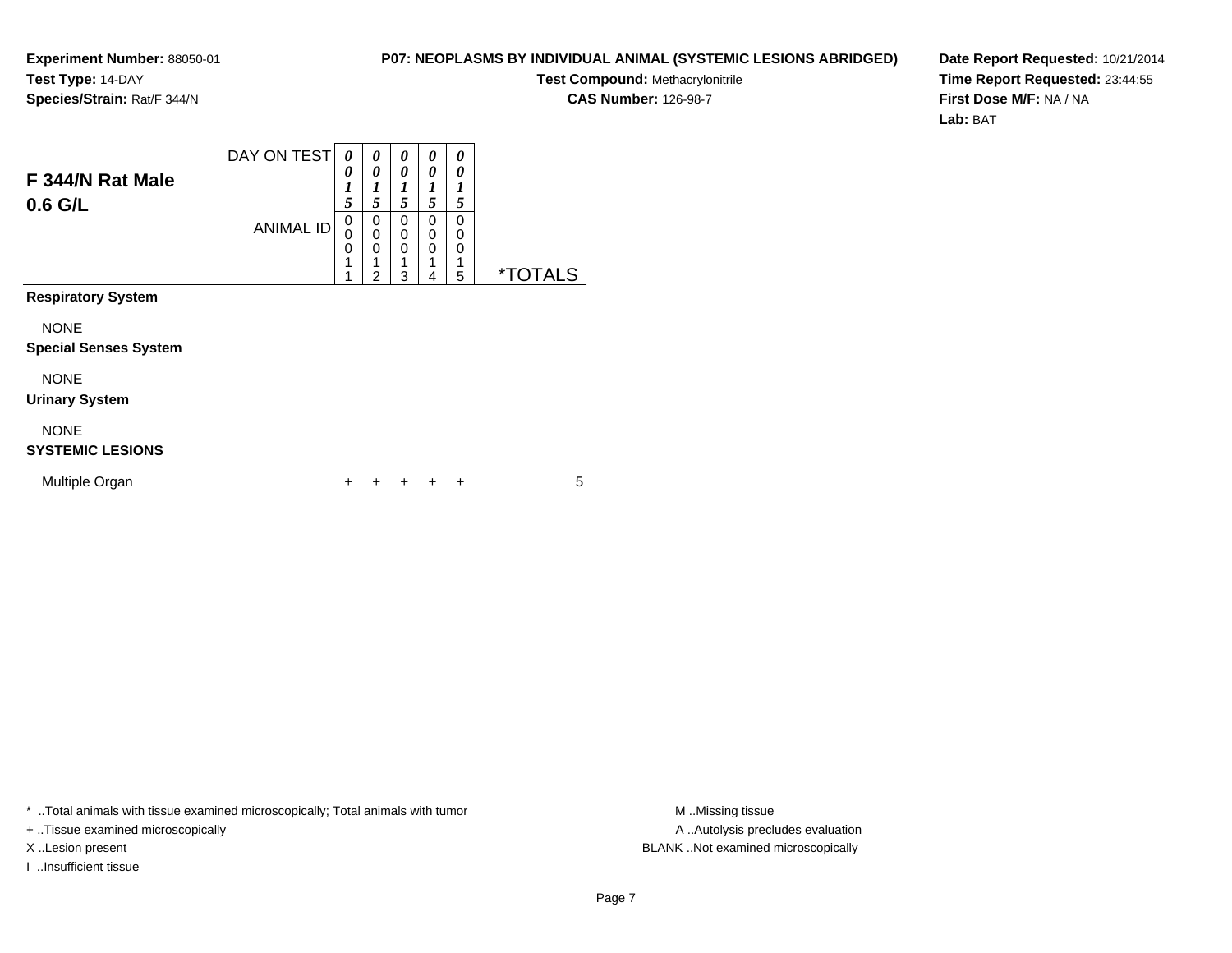**Experiment Number:** 88050-01
**Test Type:** 14-DAY
**Species/Strain:** Rat/F 344/N

**P07: NEOPLASMS BY INDIVIDUAL ANIMAL (SYSTEMIC LESIONS ABRIDGED)**
**Test Compound:** Methacrylonitrile
**CAS Number:** 126-98-7

**Date Report Requested:** 10/21/2014
**Time Report Requested:** 23:44:55
**First Dose M/F:** NA / NA
**Lab:** BAT

## F 344/N Rat Male 0.6 G/L

| DAY ON TEST | 0015 | 0015 | 0015 | 0015 | 0015 | |
|---|---|---|---|---|---|---|
| ANIMAL ID | 00011 | 00012 | 00013 | 00014 | 00015 | *TOTALS |
| **Respiratory System** | | | | | | |
| NONE | | | | | | |
| **Special Senses System** | | | | | | |
| NONE | | | | | | |
| **Urinary System** | | | | | | |
| NONE | | | | | | |
| **SYSTEMIC LESIONS** | | | | | | |
| Multiple Organ | + | + | + | + | + | 5 |

* ..Total animals with tissue examined microscopically; Total animals with tumor
+ ..Tissue examined microscopically
X ..Lesion present
I ..Insufficient tissue

M ..Missing tissue
A ..Autolysis precludes evaluation
BLANK ..Not examined microscopically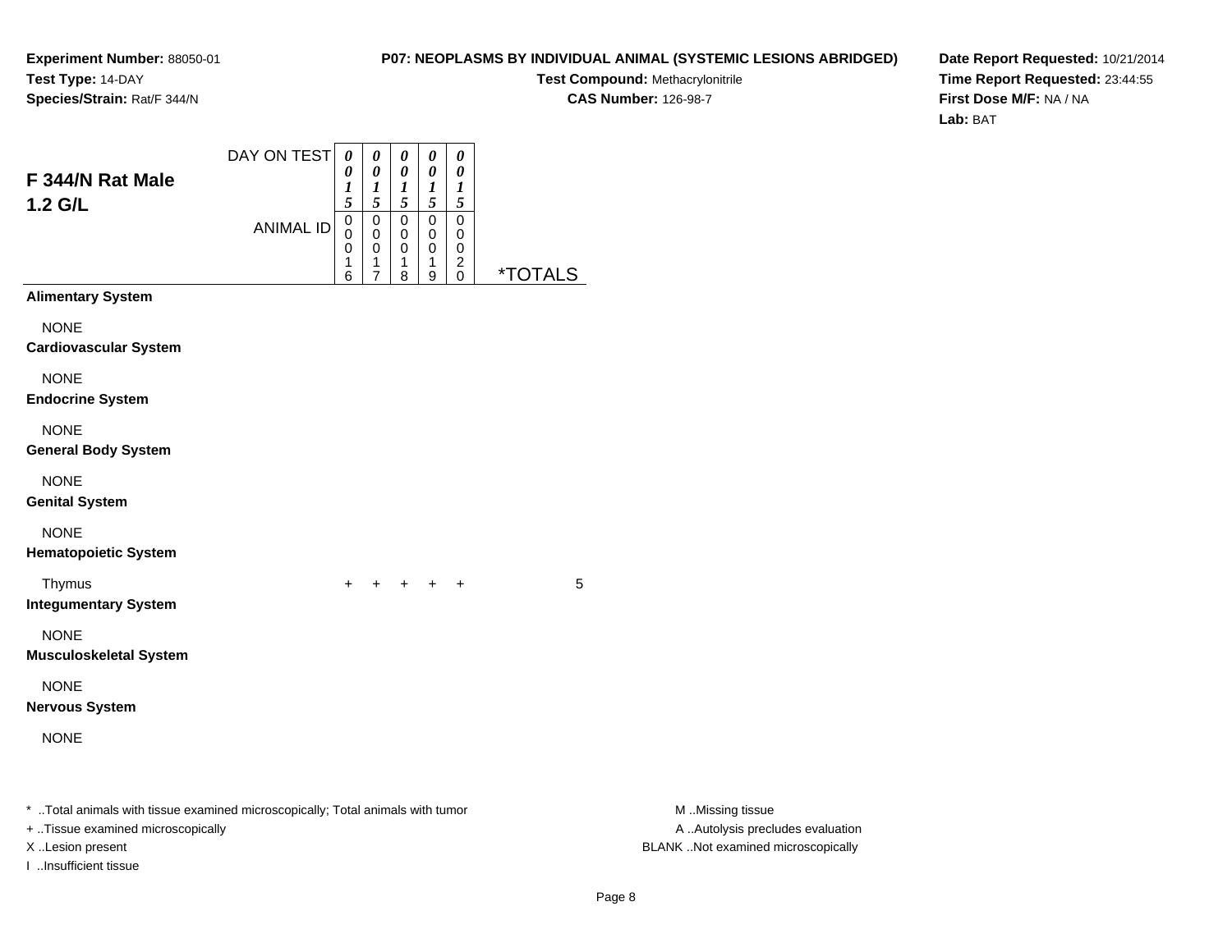**Experiment Number:** 88050-01
**Test Type:** 14-DAY
**Species/Strain:** Rat/F 344/N

**P07: NEOPLASMS BY INDIVIDUAL ANIMAL (SYSTEMIC LESIONS ABRIDGED)**
**Test Compound:** Methacrylonitrile
**CAS Number:** 126-98-7

**Date Report Requested:** 10/21/2014
**Time Report Requested:** 23:44:55
**First Dose M/F:** NA / NA
**Lab:** BAT

## F 344/N Rat Male 1.2 G/L

| DAY ON TEST | 0015 | 0015 | 0015 | 0015 | 0015 | |
|---|---|---|---|---|---|---|
| ANIMAL ID | 00016 | 00017 | 00018 | 00019 | 00020 | *TOTALS |
| **Alimentary System** | | | | | | |
| NONE | | | | | | |
| **Cardiovascular System** | | | | | | |
| NONE | | | | | | |
| **Endocrine System** | | | | | | |
| NONE | | | | | | |
| **General Body System** | | | | | | |
| NONE | | | | | | |
| **Genital System** | | | | | | |
| NONE | | | | | | |
| **Hematopoietic System** | | | | | | |
| Thymus | + | + | + | + | + | 5 |
| **Integumentary System** | | | | | | |
| NONE | | | | | | |
| **Musculoskeletal System** | | | | | | |
| NONE | | | | | | |
| **Nervous System** | | | | | | |
| NONE | | | | | | |

* ..Total animals with tissue examined microscopically; Total animals with tumor
+ ..Tissue examined microscopically
X ..Lesion present
I ..Insufficient tissue

M ..Missing tissue
A ..Autolysis precludes evaluation
BLANK ..Not examined microscopically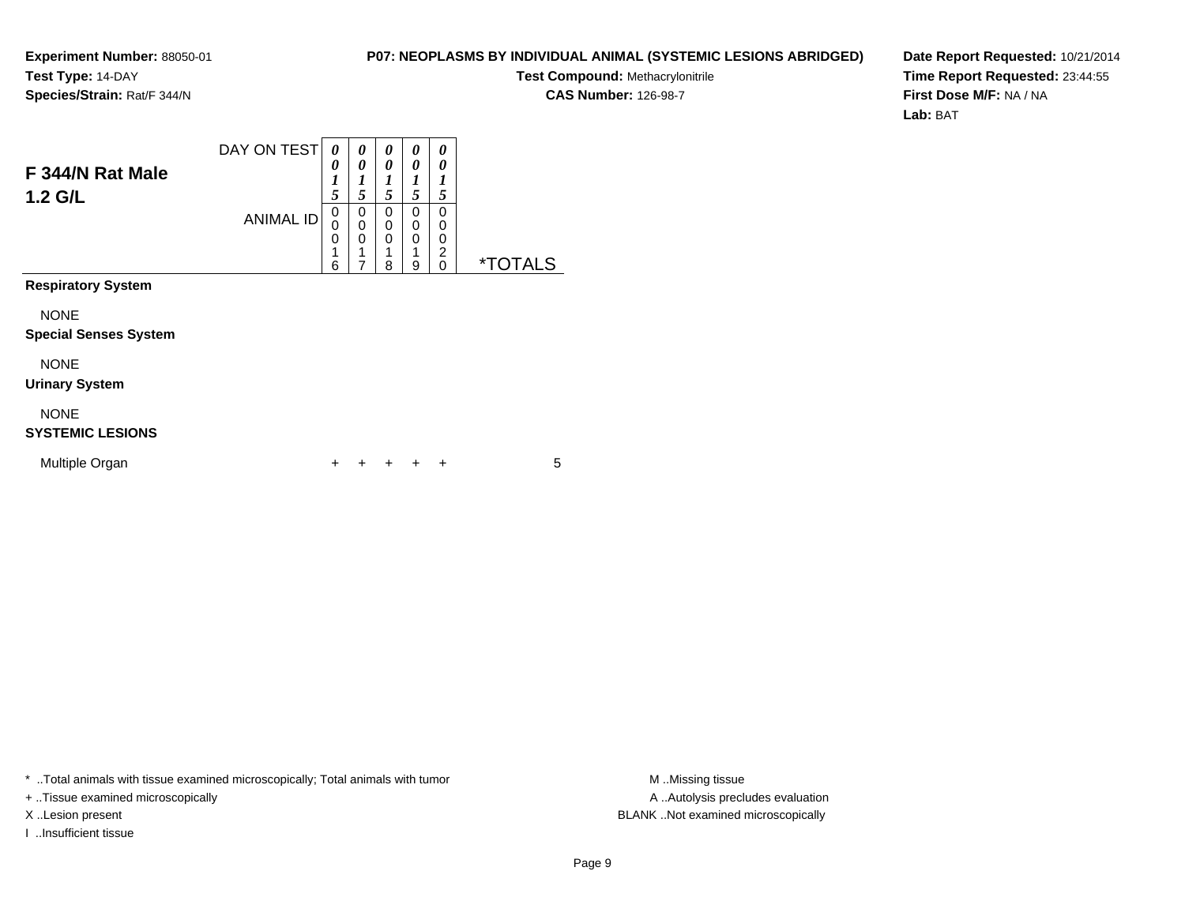**Experiment Number:** 88050-01
**Test Type:** 14-DAY
**Species/Strain:** Rat/F 344/N

**P07: NEOPLASMS BY INDIVIDUAL ANIMAL (SYSTEMIC LESIONS ABRIDGED)**
**Test Compound:** Methacrylonitrile
**CAS Number:** 126-98-7

**Date Report Requested:** 10/21/2014
**Time Report Requested:** 23:44:55
**First Dose M/F:** NA / NA
**Lab:** BAT

| **F 344/N Rat Male 1.2 G/L** | | | | | | |
|---|---|---|---|---|---|---|
| DAY ON TEST | 0015 | 0015 | 0015 | 0015 | 0015 | |
| ANIMAL ID | 00016 | 00017 | 00018 | 00019 | 00020 | *TOTALS |
| **Respiratory System** | | | | | | |
| NONE | | | | | | |
| **Special Senses System** | | | | | | |
| NONE | | | | | | |
| **Urinary System** | | | | | | |
| NONE | | | | | | |
| **SYSTEMIC LESIONS** | | | | | | |
| Multiple Organ | + | + | + | + | + | 5 |

* ..Total animals with tissue examined microscopically; Total animals with tumor
+ ..Tissue examined microscopically
X ..Lesion present
I ..Insufficient tissue

M ..Missing tissue
A ..Autolysis precludes evaluation
BLANK ..Not examined microscopically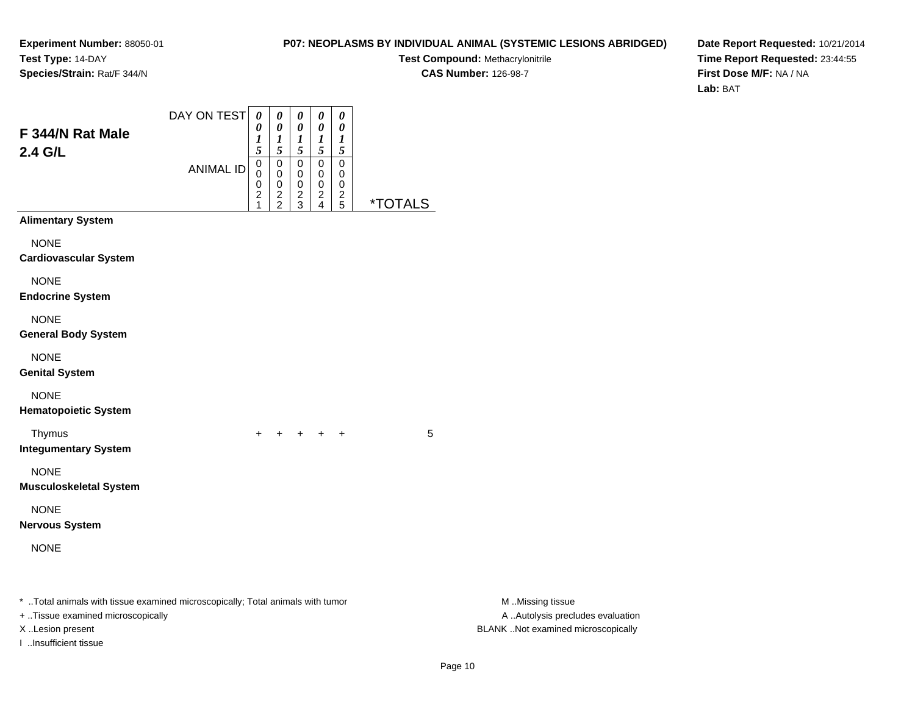**Experiment Number:** 88050-01
**Test Type:** 14-DAY
**Species/Strain:** Rat/F 344/N

**P07: NEOPLASMS BY INDIVIDUAL ANIMAL (SYSTEMIC LESIONS ABRIDGED)**
**Test Compound:** Methacrylonitrile
**CAS Number:** 126-98-7

**Date Report Requested:** 10/21/2014
**Time Report Requested:** 23:44:55
**First Dose M/F:** NA / NA
**Lab:** BAT

## F 344/N Rat Male 2.4 G/L

| DAY ON TEST | 0015 | 0015 | 0015 | 0015 | 0015 | |
|---|---|---|---|---|---|---|
| ANIMAL ID | 00021 | 00022 | 00023 | 00024 | 00025 | *TOTALS |
| **Alimentary System** | | | | | | |
| NONE | | | | | | |
| **Cardiovascular System** | | | | | | |
| NONE | | | | | | |
| **Endocrine System** | | | | | | |
| NONE | | | | | | |
| **General Body System** | | | | | | |
| NONE | | | | | | |
| **Genital System** | | | | | | |
| NONE | | | | | | |
| **Hematopoietic System** | | | | | | |
| Thymus | + | + | + | + | + | 5 |
| **Integumentary System** | | | | | | |
| NONE | | | | | | |
| **Musculoskeletal System** | | | | | | |
| NONE | | | | | | |
| **Nervous System** | | | | | | |
| NONE | | | | | | |

* ..Total animals with tissue examined microscopically; Total animals with tumor
+ ..Tissue examined microscopically
X ..Lesion present
I ..Insufficient tissue

M ..Missing tissue
A ..Autolysis precludes evaluation
BLANK ..Not examined microscopically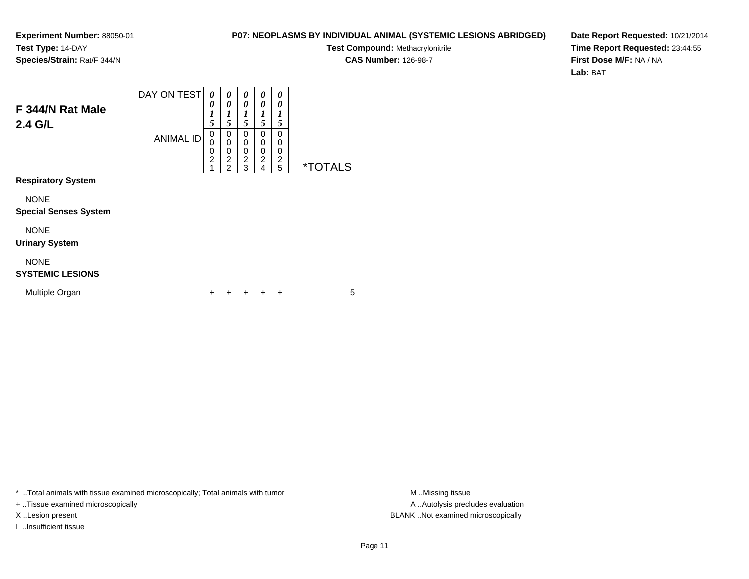**Experiment Number:** 88050-01
**Test Type:** 14-DAY
**Species/Strain:** Rat/F 344/N

**P07: NEOPLASMS BY INDIVIDUAL ANIMAL (SYSTEMIC LESIONS ABRIDGED)**
**Test Compound:** Methacrylonitrile
**CAS Number:** 126-98-7

**Date Report Requested:** 10/21/2014
**Time Report Requested:** 23:44:55
**First Dose M/F:** NA / NA
**Lab:** BAT

## F 344/N Rat Male
## 2.4 G/L

| DAY ON TEST | 0015 | 0015 | 0015 | 0015 | 0015 | |
|---|---|---|---|---|---|---|
| ANIMAL ID | 00021 | 00022 | 00023 | 00024 | 00025 | *TOTALS |
| **Respiratory System** | | | | | | |
| NONE | | | | | | |
| **Special Senses System** | | | | | | |
| NONE | | | | | | |
| **Urinary System** | | | | | | |
| NONE | | | | | | |
| **SYSTEMIC LESIONS** | | | | | | |
| Multiple Organ | + | + | + | + | + | 5 |

* ..Total animals with tissue examined microscopically; Total animals with tumor
+ ..Tissue examined microscopically
X ..Lesion present
I ..Insufficient tissue

M ..Missing tissue
A ..Autolysis precludes evaluation
BLANK ..Not examined microscopically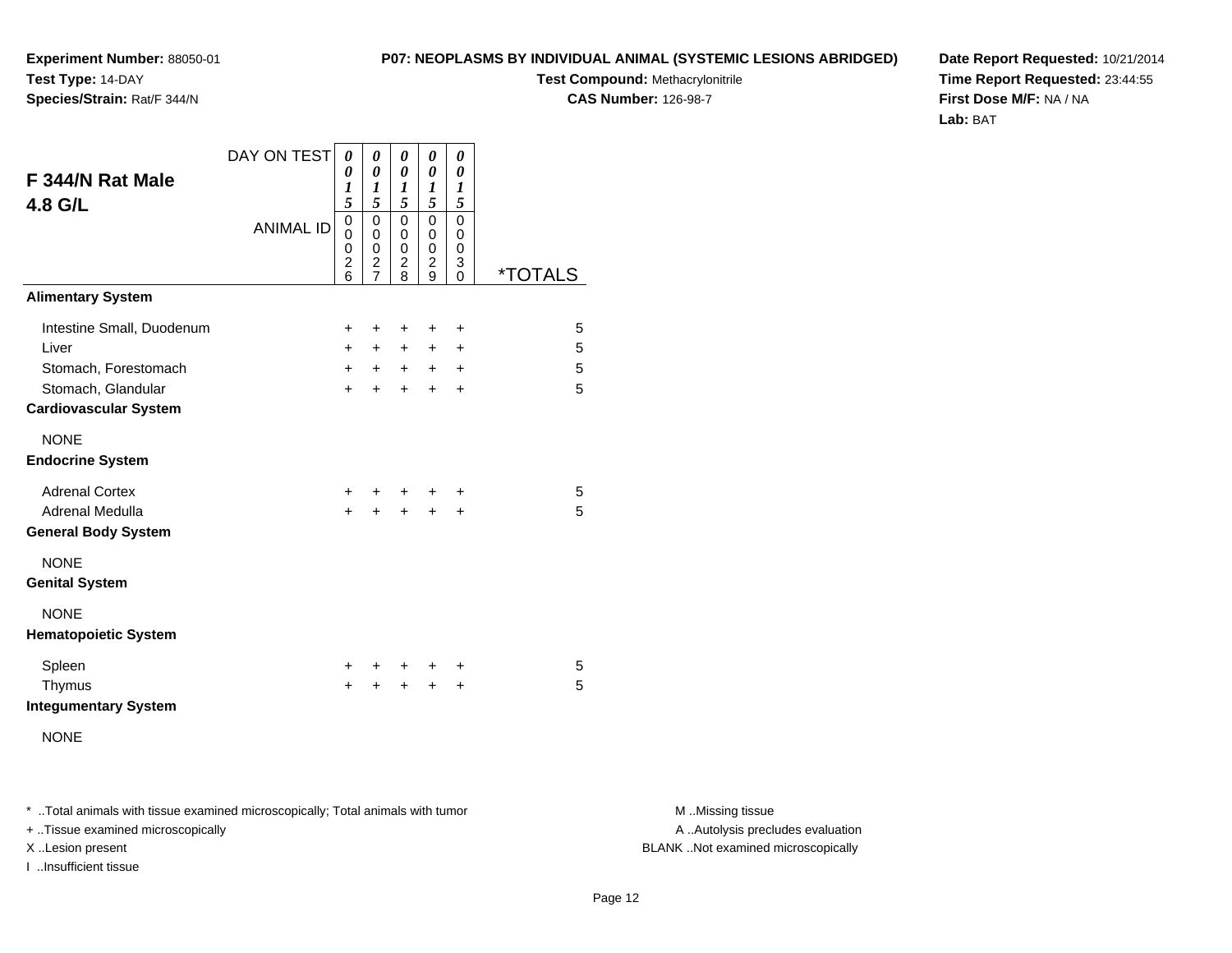**Experiment Number:** 88050-01
**Test Type:** 14-DAY
**Species/Strain:** Rat/F 344/N

**P07: NEOPLASMS BY INDIVIDUAL ANIMAL (SYSTEMIC LESIONS ABRIDGED)**
**Test Compound:** Methacrylonitrile
**CAS Number:** 126-98-7

**Date Report Requested:** 10/21/2014
**Time Report Requested:** 23:44:55
**First Dose M/F:** NA / NA
**Lab:** BAT

## F 344/N Rat Male
## 4.8 G/L

| DAY ON TEST | 0015 | 0015 | 0015 | 0015 | 0015 | |
|---|---|---|---|---|---|---|
| ANIMAL ID | 00026 | 00027 | 00028 | 00029 | 00030 | *TOTALS |
| **Alimentary System** | | | | | | |
| Intestine Small, Duodenum | + | + | + | + | + | 5 |
| Liver | + | + | + | + | + | 5 |
| Stomach, Forestomach | + | + | + | + | + | 5 |
| Stomach, Glandular | + | + | + | + | + | 5 |
| **Cardiovascular System** | | | | | | |
| NONE | | | | | | |
| **Endocrine System** | | | | | | |
| Adrenal Cortex | + | + | + | + | + | 5 |
| Adrenal Medulla | + | + | + | + | + | 5 |
| **General Body System** | | | | | | |
| NONE | | | | | | |
| **Genital System** | | | | | | |
| NONE | | | | | | |
| **Hematopoietic System** | | | | | | |
| Spleen | + | + | + | + | + | 5 |
| Thymus | + | + | + | + | + | 5 |
| **Integumentary System** | | | | | | |
| NONE | | | | | | |

* ..Total animals with tissue examined microscopically; Total animals with tumor
+ ..Tissue examined microscopically
X ..Lesion present
I ..Insufficient tissue

M ..Missing tissue
A ..Autolysis precludes evaluation
BLANK ..Not examined microscopically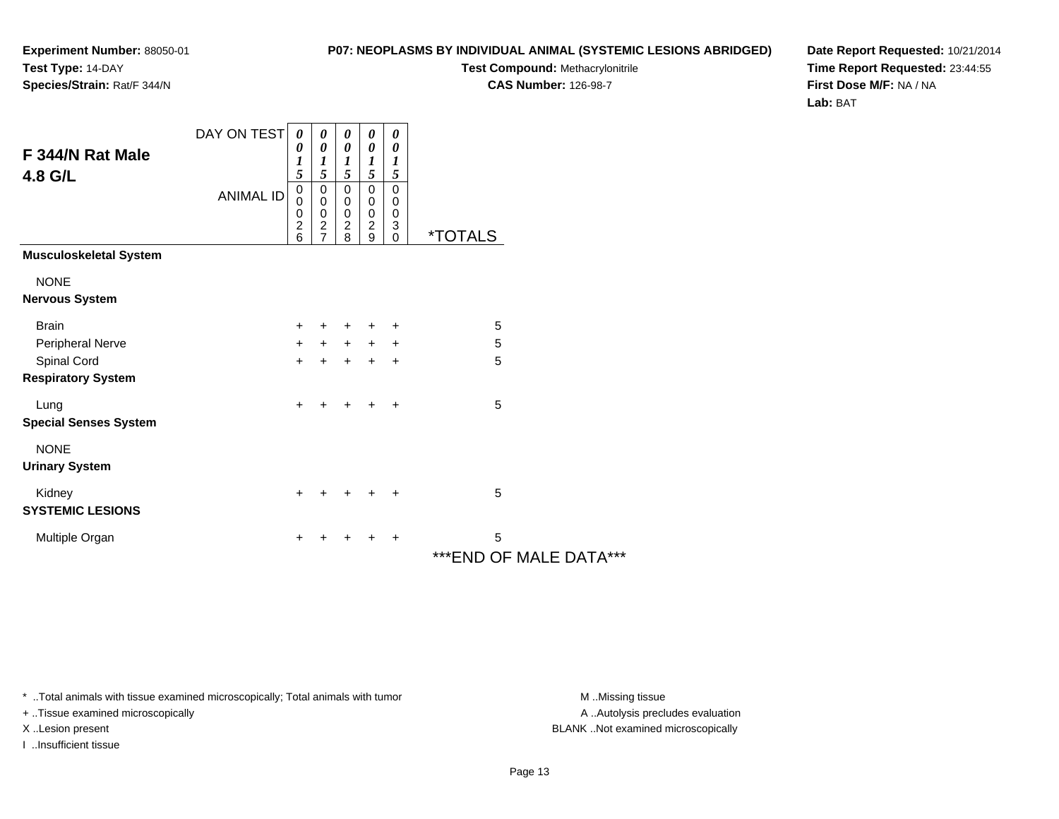**Experiment Number:** 88050-01
**Test Type:** 14-DAY
**Species/Strain:** Rat/F 344/N

**P07: NEOPLASMS BY INDIVIDUAL ANIMAL (SYSTEMIC LESIONS ABRIDGED)**
**Test Compound:** Methacrylonitrile
**CAS Number:** 126-98-7

**Date Report Requested:** 10/21/2014
**Time Report Requested:** 23:44:55
**First Dose M/F:** NA / NA
**Lab:** BAT

## F 344/N Rat Male 4.8 G/L

| DAY ON TEST | 0015 | 0015 | 0015 | 0015 | 0015 | |
|---|---|---|---|---|---|---|
| ANIMAL ID | 00026 | 00027 | 00028 | 00029 | 00030 | *TOTALS |
| **Musculoskeletal System** | | | | | | |
| NONE | | | | | | |
| **Nervous System** | | | | | | |
| Brain | + | + | + | + | + | 5 |
| Peripheral Nerve | + | + | + | + | + | 5 |
| Spinal Cord | + | + | + | + | + | 5 |
| **Respiratory System** | | | | | | |
| Lung | + | + | + | + | + | 5 |
| **Special Senses System** | | | | | | |
| NONE | | | | | | |
| **Urinary System** | | | | | | |
| Kidney | + | + | + | + | + | 5 |
| **SYSTEMIC LESIONS** | | | | | | |
| Multiple Organ | + | + | + | + | + | 5 |

***END OF MALE DATA***

* ..Total animals with tissue examined microscopically; Total animals with tumor
+ ..Tissue examined microscopically
X ..Lesion present
I ..Insufficient tissue

M ..Missing tissue
A ..Autolysis precludes evaluation
BLANK ..Not examined microscopically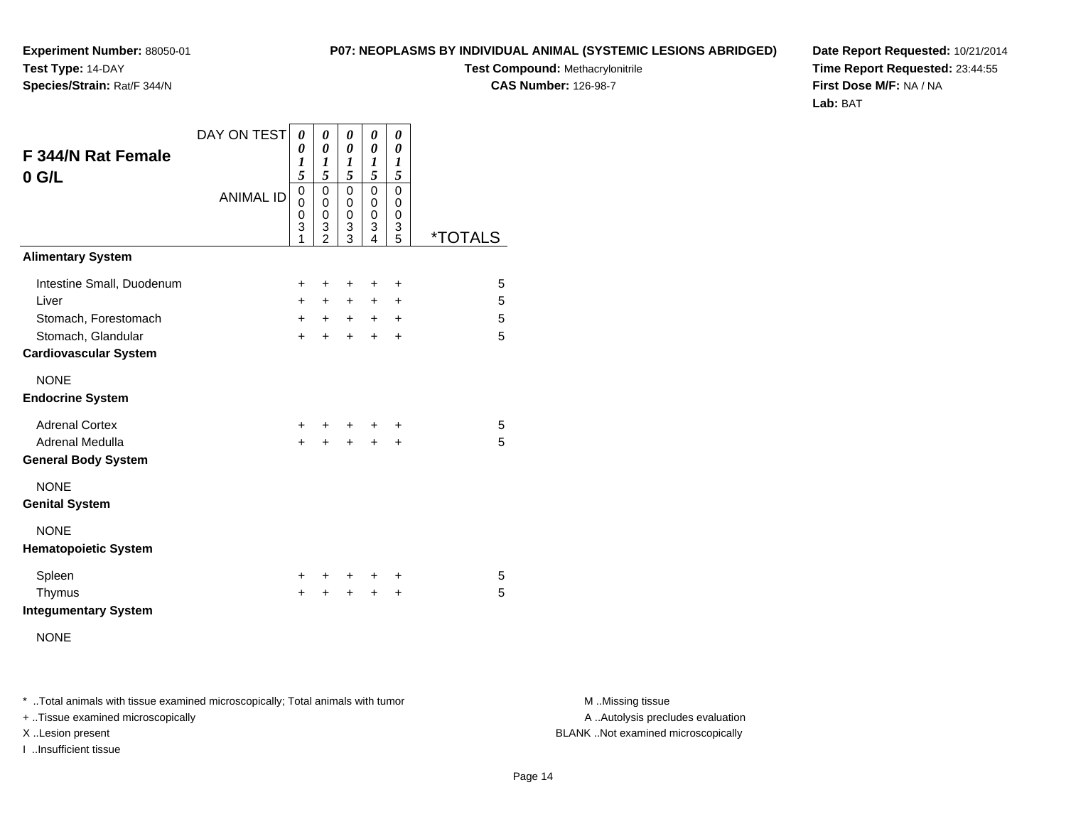**Experiment Number:** 88050-01
**Test Type:** 14-DAY
**Species/Strain:** Rat/F 344/N

**P07: NEOPLASMS BY INDIVIDUAL ANIMAL (SYSTEMIC LESIONS ABRIDGED)**
**Test Compound:** Methacrylonitrile
**CAS Number:** 126-98-7

**Date Report Requested:** 10/21/2014
**Time Report Requested:** 23:44:55
**First Dose M/F:** NA / NA
**Lab:** BAT

## F 344/N Rat Female 0 G/L

| DAY ON TEST | 0015 | 0015 | 0015 | 0015 | 0015 | |
|---|---|---|---|---|---|---|
| **ANIMAL ID** | 00031 | 00032 | 00033 | 00034 | 00035 | ***TOTALS** |
| **Alimentary System** | | | | | | |
| Intestine Small, Duodenum | + | + | + | + | + | 5 |
| Liver | + | + | + | + | + | 5 |
| Stomach, Forestomach | + | + | + | + | + | 5 |
| Stomach, Glandular | + | + | + | + | + | 5 |
| **Cardiovascular System** | | | | | | |
| NONE | | | | | | |
| **Endocrine System** | | | | | | |
| Adrenal Cortex | + | + | + | + | + | 5 |
| Adrenal Medulla | + | + | + | + | + | 5 |
| **General Body System** | | | | | | |
| NONE | | | | | | |
| **Genital System** | | | | | | |
| NONE | | | | | | |
| **Hematopoietic System** | | | | | | |
| Spleen | + | + | + | + | + | 5 |
| Thymus | + | + | + | + | + | 5 |
| **Integumentary System** | | | | | | |
| NONE | | | | | | |

\* ..Total animals with tissue examined microscopically; Total animals with tumor
\+ ..Tissue examined microscopically
X ..Lesion present
I ..Insufficient tissue

M ..Missing tissue
A ..Autolysis precludes evaluation
BLANK ..Not examined microscopically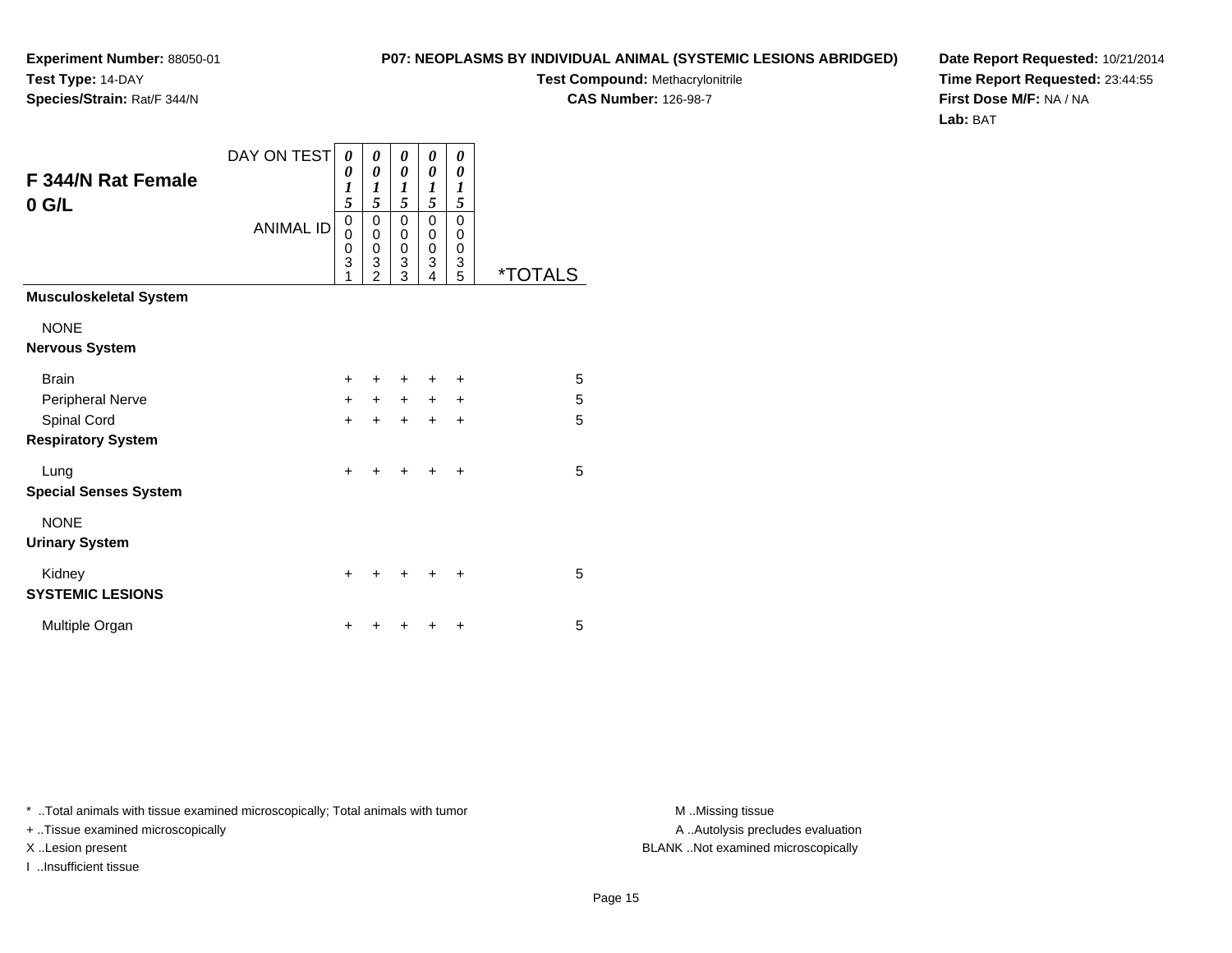**Experiment Number:** 88050-01
**Test Type:** 14-DAY
**Species/Strain:** Rat/F 344/N

**P07: NEOPLASMS BY INDIVIDUAL ANIMAL (SYSTEMIC LESIONS ABRIDGED)**
**Test Compound:** Methacrylonitrile
**CAS Number:** 126-98-7

**Date Report Requested:** 10/21/2014
**Time Report Requested:** 23:44:55
**First Dose M/F:** NA / NA
**Lab:** BAT

## F 344/N Rat Female 0 G/L

| | | | | | | |
|---|---|---|---|---|---|---|
| DAY ON TEST | *0015* | *0015* | *0015* | *0015* | *0015* | |
| ANIMAL ID | 00031 | 00032 | 00033 | 00034 | 00035 | *TOTALS |
| **Musculoskeletal System** | | | | | | |
| NONE | | | | | | |
| **Nervous System** | | | | | | |
| Brain | + | + | + | + | + | 5 |
| Peripheral Nerve | + | + | + | + | + | 5 |
| Spinal Cord | + | + | + | + | + | 5 |
| **Respiratory System** | | | | | | |
| Lung | + | + | + | + | + | 5 |
| **Special Senses System** | | | | | | |
| NONE | | | | | | |
| **Urinary System** | | | | | | |
| Kidney | + | + | + | + | + | 5 |
| **SYSTEMIC LESIONS** | | | | | | |
| Multiple Organ | + | + | + | + | + | 5 |

* ..Total animals with tissue examined microscopically; Total animals with tumor
+ ..Tissue examined microscopically
X ..Lesion present
I ..Insufficient tissue

M ..Missing tissue
A ..Autolysis precludes evaluation
BLANK ..Not examined microscopically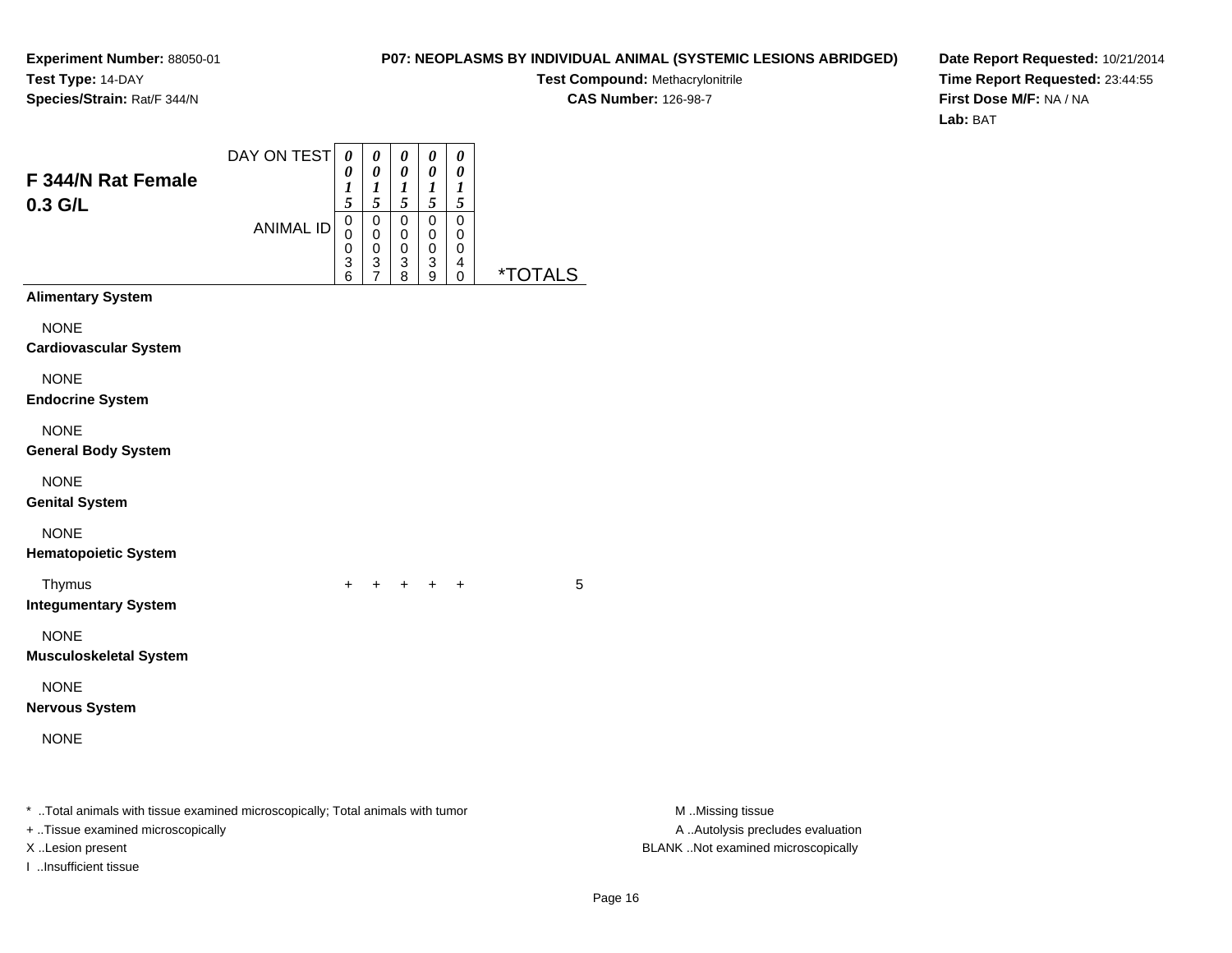**Experiment Number:** 88050-01
**Test Type:** 14-DAY
**Species/Strain:** Rat/F 344/N

**P07: NEOPLASMS BY INDIVIDUAL ANIMAL (SYSTEMIC LESIONS ABRIDGED)**
**Test Compound:** Methacrylonitrile
**CAS Number:** 126-98-7

**Date Report Requested:** 10/21/2014
**Time Report Requested:** 23:44:55
**First Dose M/F:** NA / NA
**Lab:** BAT

## F 344/N Rat Female 0.3 G/L

| DAY ON TEST | 0015 | 0015 | 0015 | 0015 | 0015 | |
|---|---|---|---|---|---|---|
| ANIMAL ID | 00036 | 00037 | 00038 | 00039 | 00040 | *TOTALS |
| **Alimentary System** | | | | | | |
| NONE | | | | | | |
| **Cardiovascular System** | | | | | | |
| NONE | | | | | | |
| **Endocrine System** | | | | | | |
| NONE | | | | | | |
| **General Body System** | | | | | | |
| NONE | | | | | | |
| **Genital System** | | | | | | |
| NONE | | | | | | |
| **Hematopoietic System** | | | | | | |
| Thymus | + | + | + | + | + | 5 |
| **Integumentary System** | | | | | | |
| NONE | | | | | | |
| **Musculoskeletal System** | | | | | | |
| NONE | | | | | | |
| **Nervous System** | | | | | | |
| NONE | | | | | | |

* ..Total animals with tissue examined microscopically; Total animals with tumor
+ ..Tissue examined microscopically
X ..Lesion present
I ..Insufficient tissue

M ..Missing tissue
A ..Autolysis precludes evaluation
BLANK ..Not examined microscopically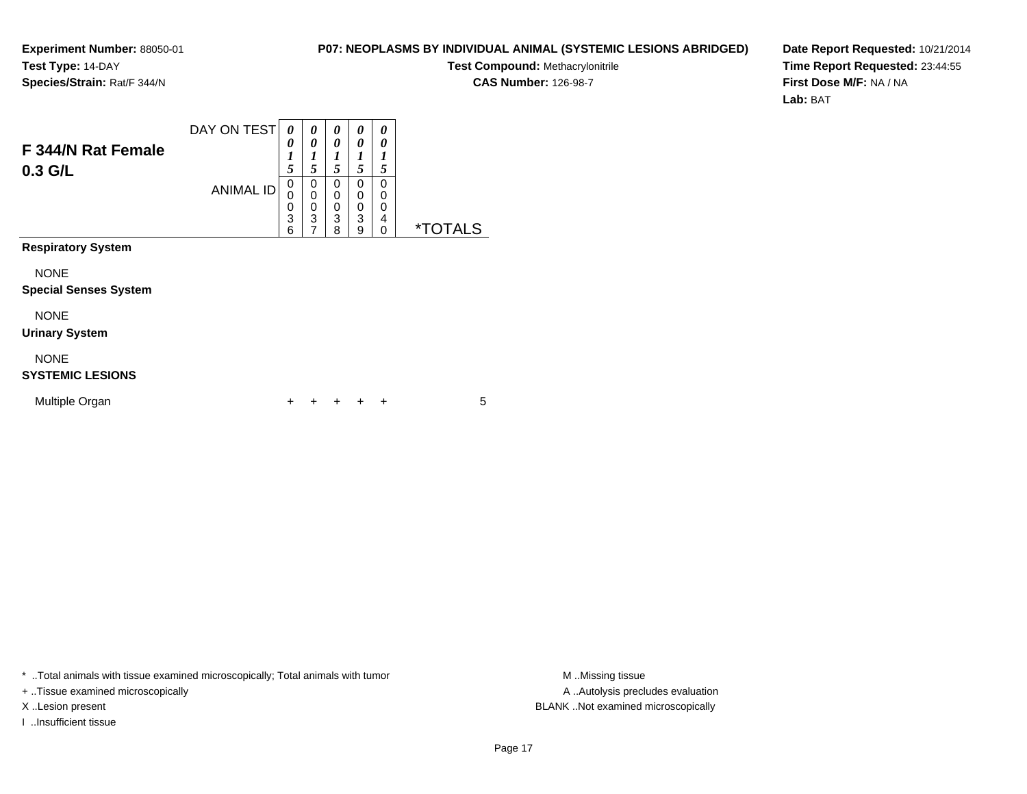**Experiment Number:** 88050-01
**Test Type:** 14-DAY
**Species/Strain:** Rat/F 344/N

**P07: NEOPLASMS BY INDIVIDUAL ANIMAL (SYSTEMIC LESIONS ABRIDGED)**
**Test Compound:** Methacrylonitrile
**CAS Number:** 126-98-7

**Date Report Requested:** 10/21/2014
**Time Report Requested:** 23:44:55
**First Dose M/F:** NA / NA
**Lab:** BAT

## F 344/N Rat Female 0.3 G/L

| | | | | | | |
|---|---|---|---|---|---|---|
| DAY ON TEST | 0015 | 0015 | 0015 | 0015 | 0015 | |
| ANIMAL ID | 00036 | 00037 | 00038 | 00039 | 00040 | *TOTALS |
| **Respiratory System** | | | | | | |
| NONE | | | | | | |
| **Special Senses System** | | | | | | |
| NONE | | | | | | |
| **Urinary System** | | | | | | |
| NONE | | | | | | |
| **SYSTEMIC LESIONS** | | | | | | |
| Multiple Organ | + | + | + | + | + | 5 |

\* ..Total animals with tissue examined microscopically; Total animals with tumor
+ ..Tissue examined microscopically
X ..Lesion present
I ..Insufficient tissue

M ..Missing tissue
A ..Autolysis precludes evaluation
BLANK ..Not examined microscopically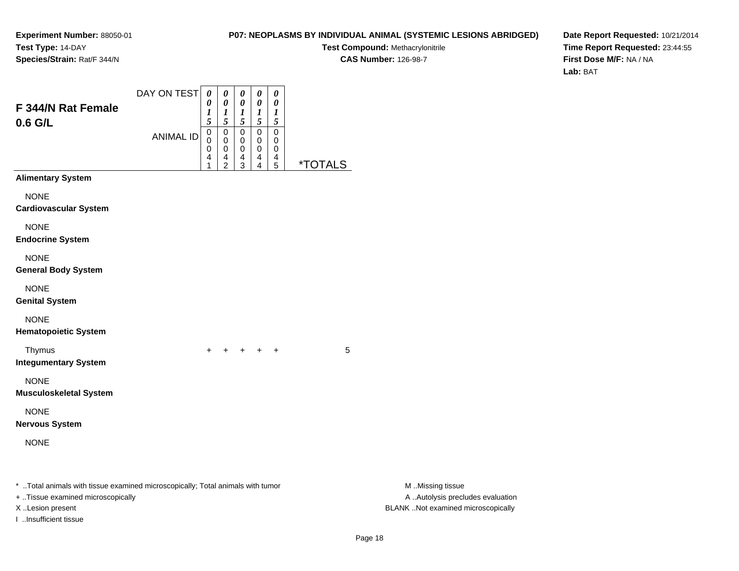**Experiment Number:** 88050-01
**Test Type:** 14-DAY
**Species/Strain:** Rat/F 344/N

**P07: NEOPLASMS BY INDIVIDUAL ANIMAL (SYSTEMIC LESIONS ABRIDGED)**
**Test Compound:** Methacrylonitrile
**CAS Number:** 126-98-7

**Date Report Requested:** 10/21/2014
**Time Report Requested:** 23:44:55
**First Dose M/F:** NA / NA
**Lab:** BAT

## F 344/N Rat Female 0.6 G/L

| DAY ON TEST | 0015 | 0015 | 0015 | 0015 | 0015 | |
|---|---|---|---|---|---|---|
| **ANIMAL ID** | 00041 | 00042 | 00043 | 00044 | 00045 | ***TOTALS** |
| **Alimentary System** | | | | | | |
| NONE | | | | | | |
| **Cardiovascular System** | | | | | | |
| NONE | | | | | | |
| **Endocrine System** | | | | | | |
| NONE | | | | | | |
| **General Body System** | | | | | | |
| NONE | | | | | | |
| **Genital System** | | | | | | |
| NONE | | | | | | |
| **Hematopoietic System** | | | | | | |
| Thymus | + | + | + | + | + | 5 |
| **Integumentary System** | | | | | | |
| NONE | | | | | | |
| **Musculoskeletal System** | | | | | | |
| NONE | | | | | | |
| **Nervous System** | | | | | | |
| NONE | | | | | | |

* ..Total animals with tissue examined microscopically; Total animals with tumor
+ ..Tissue examined microscopically
X ..Lesion present
I ..Insufficient tissue

M ..Missing tissue
A ..Autolysis precludes evaluation
BLANK ..Not examined microscopically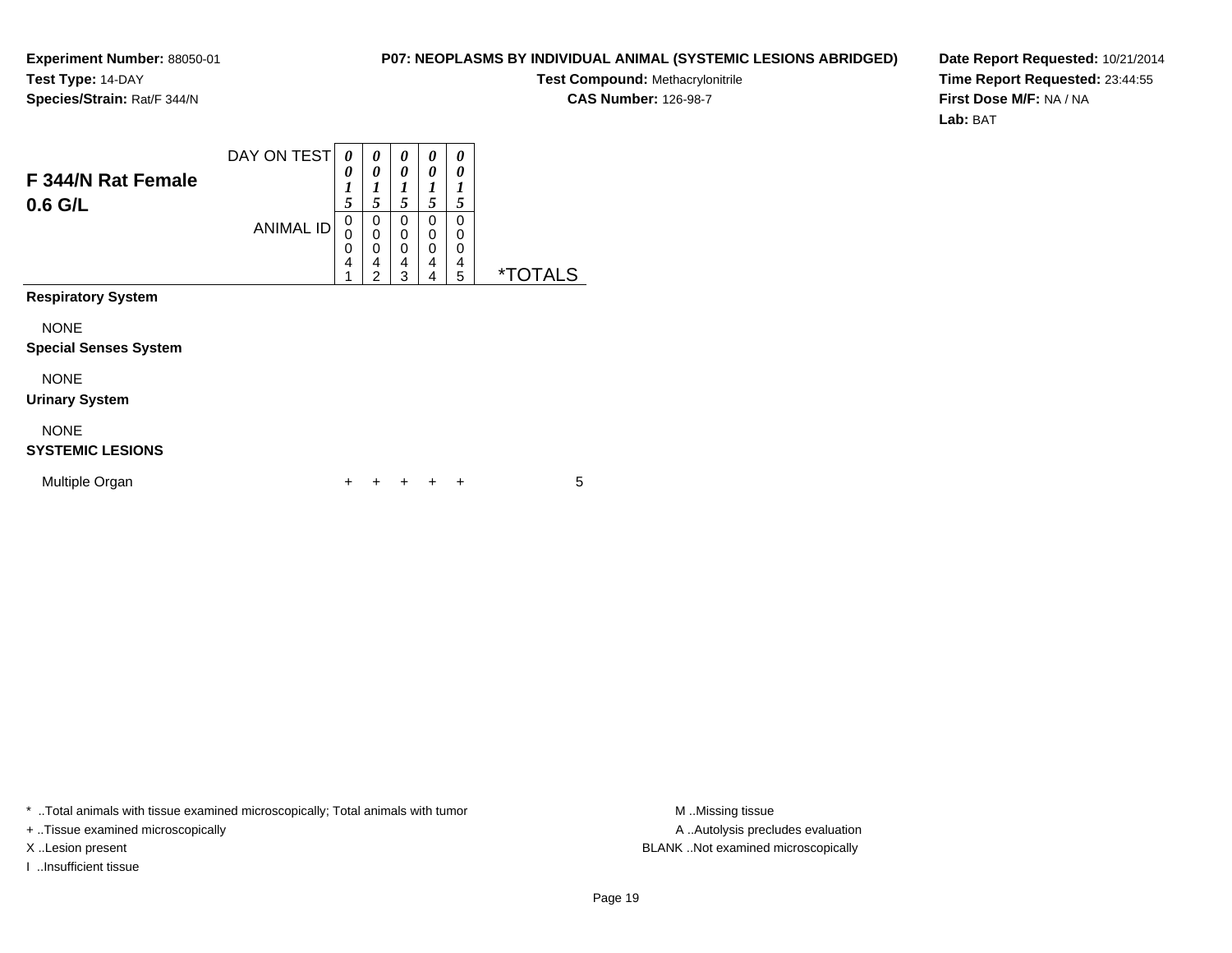**Experiment Number:** 88050-01
**Test Type:** 14-DAY
**Species/Strain:** Rat/F 344/N

**P07: NEOPLASMS BY INDIVIDUAL ANIMAL (SYSTEMIC LESIONS ABRIDGED)**
**Test Compound:** Methacrylonitrile
**CAS Number:** 126-98-7

**Date Report Requested:** 10/21/2014
**Time Report Requested:** 23:44:55
**First Dose M/F:** NA / NA
**Lab:** BAT

## F 344/N Rat Female
## 0.6 G/L

| DAY ON TEST | 0015 | 0015 | 0015 | 0015 | 0015 | |
|---|---|---|---|---|---|---|
| **ANIMAL ID** | 00041 | 00042 | 00043 | 00044 | 00045 | ***TOTALS** |
| **Respiratory System** | | | | | | |
| NONE | | | | | | |
| **Special Senses System** | | | | | | |
| NONE | | | | | | |
| **Urinary System** | | | | | | |
| NONE | | | | | | |
| **SYSTEMIC LESIONS** | | | | | | |
| Multiple Organ | + | + | + | + | + | 5 |

* ..Total animals with tissue examined microscopically; Total animals with tumor
+ ..Tissue examined microscopically
X ..Lesion present
I ..Insufficient tissue

M ..Missing tissue
A ..Autolysis precludes evaluation
BLANK ..Not examined microscopically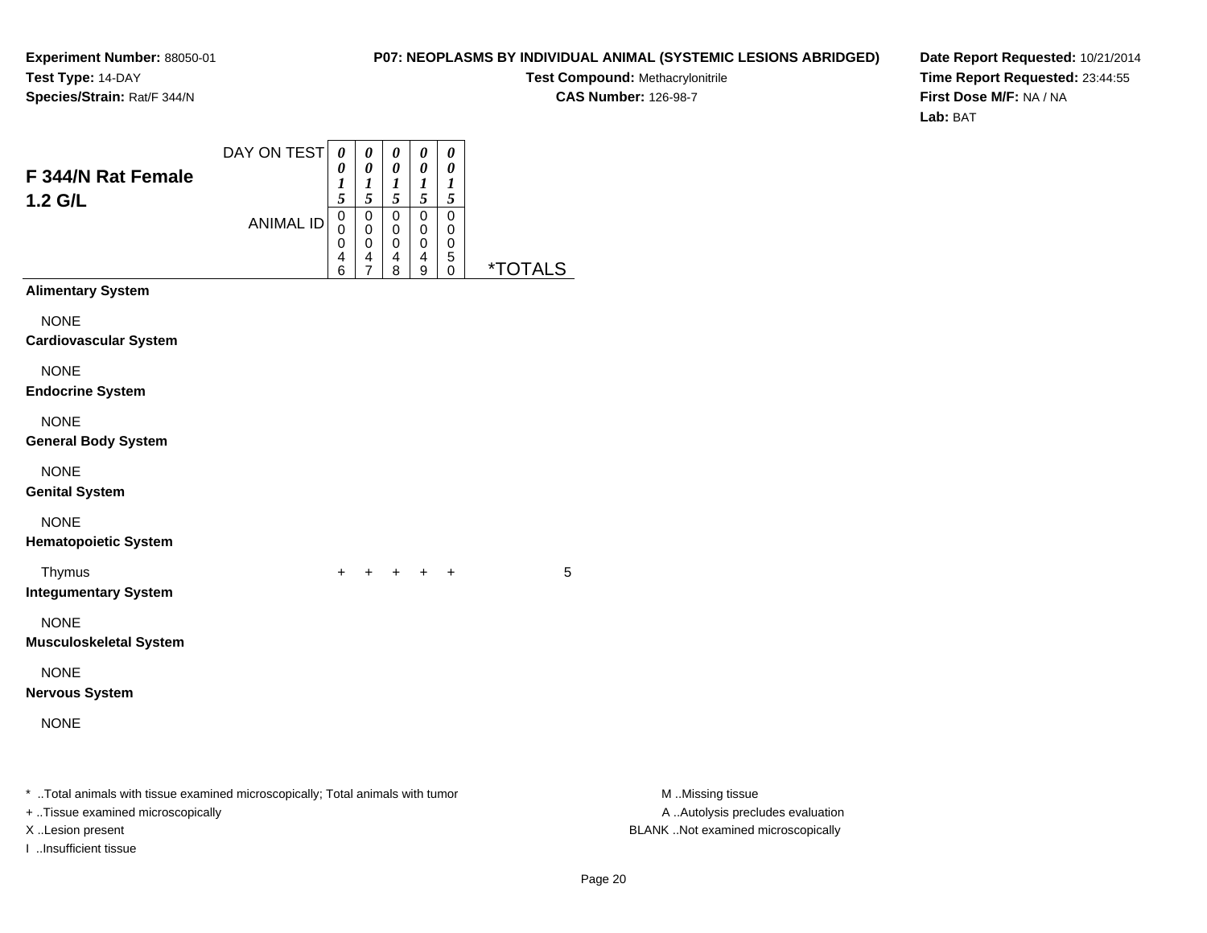**Experiment Number:** 88050-01
**Test Type:** 14-DAY
**Species/Strain:** Rat/F 344/N

**P07: NEOPLASMS BY INDIVIDUAL ANIMAL (SYSTEMIC LESIONS ABRIDGED)**
**Test Compound:** Methacrylonitrile
**CAS Number:** 126-98-7

**Date Report Requested:** 10/21/2014
**Time Report Requested:** 23:44:55
**First Dose M/F:** NA / NA
**Lab:** BAT

## F 344/N Rat Female 1.2 G/L

| DAY ON TEST | 0015 | 0015 | 0015 | 0015 | 0015 | |
|---|---|---|---|---|---|---|
| ANIMAL ID | 00046 | 00047 | 00048 | 00049 | 00050 | *TOTALS |
| **Alimentary System** | | | | | | |
| NONE | | | | | | |
| **Cardiovascular System** | | | | | | |
| NONE | | | | | | |
| **Endocrine System** | | | | | | |
| NONE | | | | | | |
| **General Body System** | | | | | | |
| NONE | | | | | | |
| **Genital System** | | | | | | |
| NONE | | | | | | |
| **Hematopoietic System** | | | | | | |
| Thymus | + | + | + | + | + | 5 |
| **Integumentary System** | | | | | | |
| NONE | | | | | | |
| **Musculoskeletal System** | | | | | | |
| NONE | | | | | | |
| **Nervous System** | | | | | | |
| NONE | | | | | | |

* ..Total animals with tissue examined microscopically; Total animals with tumor
+ ..Tissue examined microscopically
X ..Lesion present
I ..Insufficient tissue

M ..Missing tissue
A ..Autolysis precludes evaluation
BLANK ..Not examined microscopically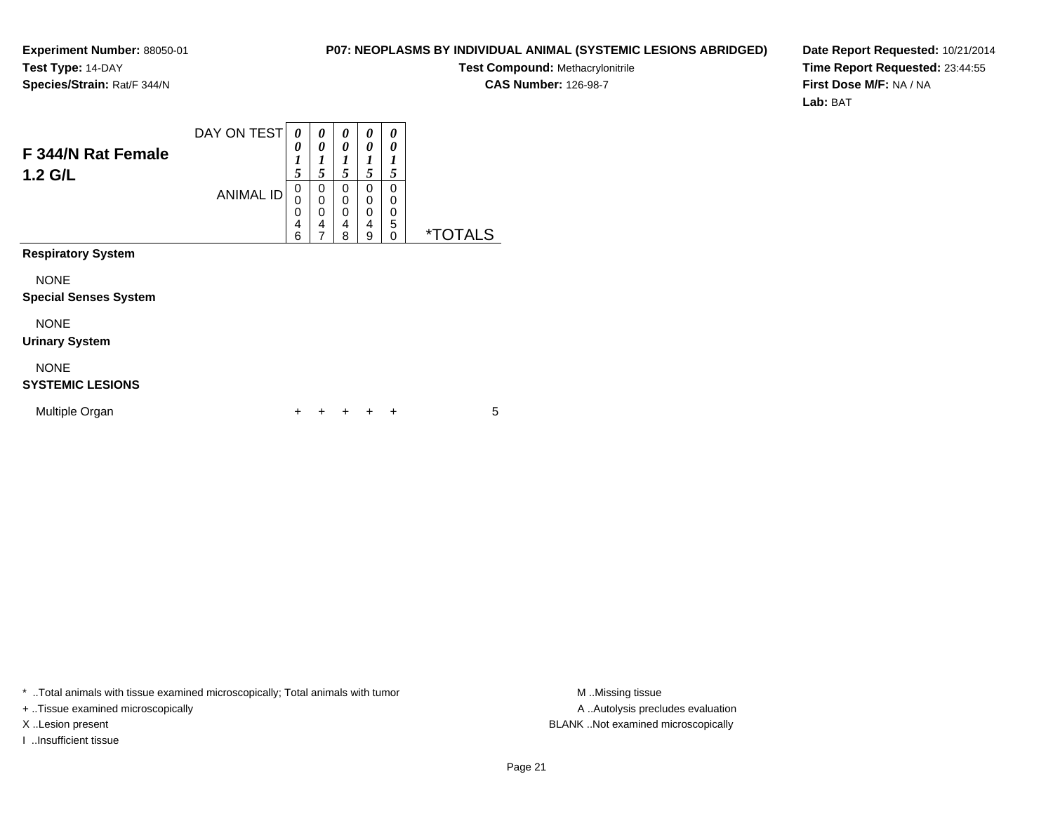**Experiment Number:** 88050-01
**Test Type:** 14-DAY
**Species/Strain:** Rat/F 344/N

**P07: NEOPLASMS BY INDIVIDUAL ANIMAL (SYSTEMIC LESIONS ABRIDGED)**
**Test Compound:** Methacrylonitrile
**CAS Number:** 126-98-7

**Date Report Requested:** 10/21/2014
**Time Report Requested:** 23:44:55
**First Dose M/F:** NA / NA
**Lab:** BAT

## F 344/N Rat Female 1.2 G/L

| DAY ON TEST | 0015 | 0015 | 0015 | 0015 | 0015 | |
|---|---|---|---|---|---|---|
| ANIMAL ID | 00046 | 00047 | 00048 | 00049 | 00050 | *TOTALS |
| **Respiratory System** | | | | | | |
| NONE | | | | | | |
| **Special Senses System** | | | | | | |
| NONE | | | | | | |
| **Urinary System** | | | | | | |
| NONE | | | | | | |
| **SYSTEMIC LESIONS** | | | | | | |
| Multiple Organ | + | + | + | + | + | 5 |

* ..Total animals with tissue examined microscopically; Total animals with tumor
+ ..Tissue examined microscopically
X ..Lesion present
I ..Insufficient tissue

M ..Missing tissue
A ..Autolysis precludes evaluation
BLANK ..Not examined microscopically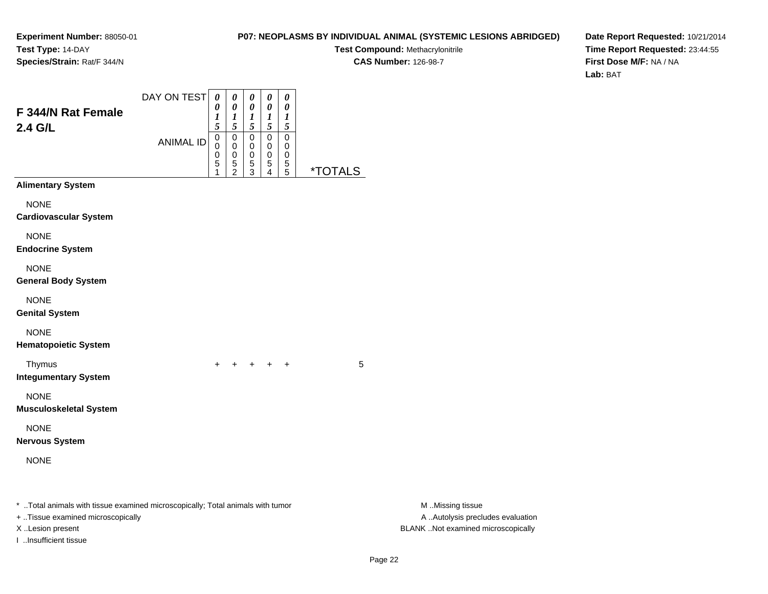**Experiment Number:** 88050-01
**Test Type:** 14-DAY
**Species/Strain:** Rat/F 344/N

**P07: NEOPLASMS BY INDIVIDUAL ANIMAL (SYSTEMIC LESIONS ABRIDGED)**
**Test Compound:** Methacrylonitrile
**CAS Number:** 126-98-7

**Date Report Requested:** 10/21/2014
**Time Report Requested:** 23:44:55
**First Dose M/F:** NA / NA
**Lab:** BAT

## F 344/N Rat Female 2.4 G/L

| DAY ON TEST | 0015 | 0015 | 0015 | 0015 | 0015 | |
|---|---|---|---|---|---|---|
| ANIMAL ID | 00051 | 00052 | 00053 | 00054 | 00055 | *TOTALS |
| **Alimentary System** | | | | | | |
| NONE | | | | | | |
| **Cardiovascular System** | | | | | | |
| NONE | | | | | | |
| **Endocrine System** | | | | | | |
| NONE | | | | | | |
| **General Body System** | | | | | | |
| NONE | | | | | | |
| **Genital System** | | | | | | |
| NONE | | | | | | |
| **Hematopoietic System** | | | | | | |
| Thymus | + | + | + | + | + | 5 |
| **Integumentary System** | | | | | | |
| NONE | | | | | | |
| **Musculoskeletal System** | | | | | | |
| NONE | | | | | | |
| **Nervous System** | | | | | | |
| NONE | | | | | | |

* ..Total animals with tissue examined microscopically; Total animals with tumor
+ ..Tissue examined microscopically
X ..Lesion present
I ..Insufficient tissue

M ..Missing tissue
A ..Autolysis precludes evaluation
BLANK ..Not examined microscopically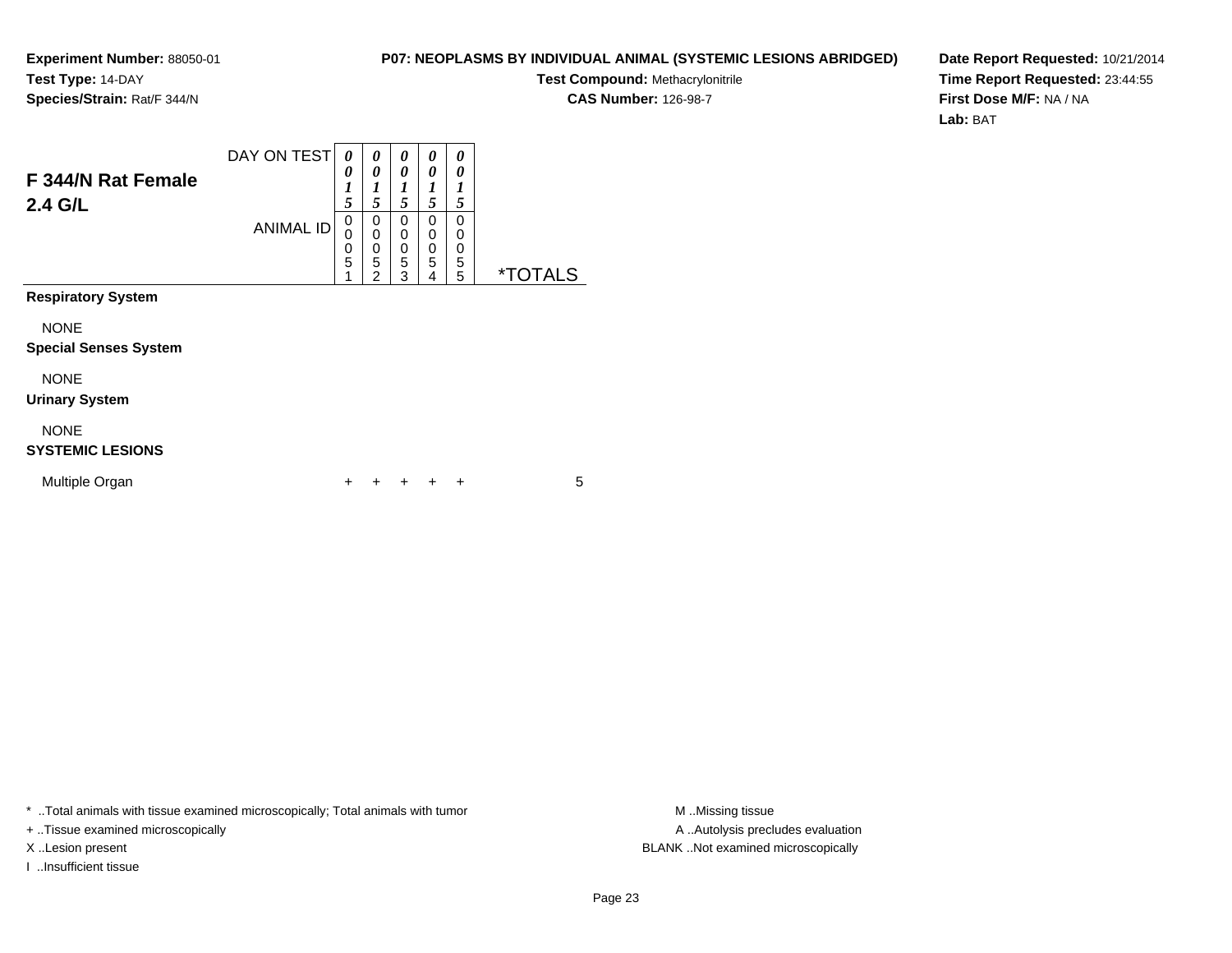**Experiment Number:** 88050-01
**Test Type:** 14-DAY
**Species/Strain:** Rat/F 344/N

**P07: NEOPLASMS BY INDIVIDUAL ANIMAL (SYSTEMIC LESIONS ABRIDGED)**
**Test Compound:** Methacrylonitrile
**CAS Number:** 126-98-7

**Date Report Requested:** 10/21/2014
**Time Report Requested:** 23:44:55
**First Dose M/F:** NA / NA
**Lab:** BAT

## F 344/N Rat Female 2.4 G/L

| | | | | | | |
|---|---|---|---|---|---|---|
| DAY ON TEST | 0015 | 0015 | 0015 | 0015 | 0015 | |
| ANIMAL ID | 00051 | 00052 | 00053 | 00054 | 00055 | *TOTALS |
| **Respiratory System** | | | | | | |
| NONE | | | | | | |
| **Special Senses System** | | | | | | |
| NONE | | | | | | |
| **Urinary System** | | | | | | |
| NONE | | | | | | |
| **SYSTEMIC LESIONS** | | | | | | |
| Multiple Organ | + | + | + | + | + | 5 |

* ..Total animals with tissue examined microscopically; Total animals with tumor
+ ..Tissue examined microscopically
X ..Lesion present
I ..Insufficient tissue

M ..Missing tissue
A ..Autolysis precludes evaluation
BLANK ..Not examined microscopically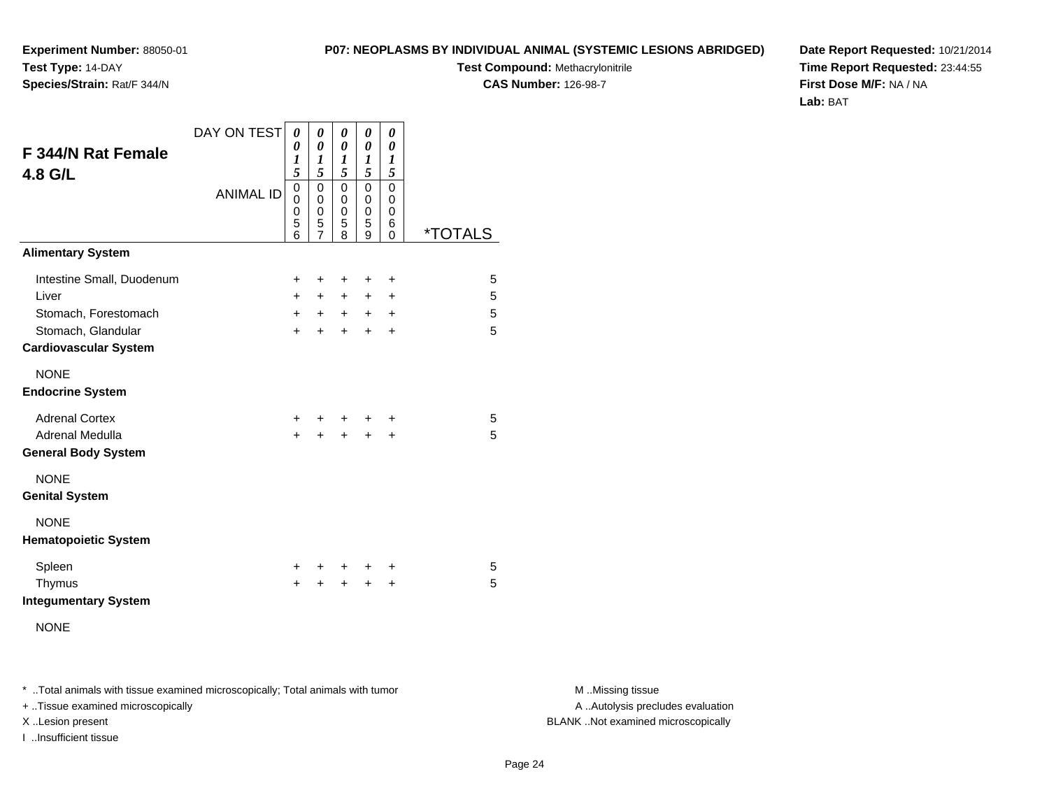**Experiment Number:** 88050-01
**Test Type:** 14-DAY
**Species/Strain:** Rat/F 344/N

**P07: NEOPLASMS BY INDIVIDUAL ANIMAL (SYSTEMIC LESIONS ABRIDGED)**
**Test Compound:** Methacrylonitrile
**CAS Number:** 126-98-7

**Date Report Requested:** 10/21/2014
**Time Report Requested:** 23:44:55
**First Dose M/F:** NA / NA
**Lab:** BAT

## F 344/N Rat Female 4.8 G/L

| DAY ON TEST | 0015 | 0015 | 0015 | 0015 | 0015 | |
|---|---|---|---|---|---|---|
| ANIMAL ID | 00056 | 00057 | 00058 | 00059 | 00060 | *TOTALS |
| **Alimentary System** | | | | | | |
| Intestine Small, Duodenum | + | + | + | + | + | 5 |
| Liver | + | + | + | + | + | 5 |
| Stomach, Forestomach | + | + | + | + | + | 5 |
| Stomach, Glandular | + | + | + | + | + | 5 |
| **Cardiovascular System** | | | | | | |
| NONE | | | | | | |
| **Endocrine System** | | | | | | |
| Adrenal Cortex | + | + | + | + | + | 5 |
| Adrenal Medulla | + | + | + | + | + | 5 |
| **General Body System** | | | | | | |
| NONE | | | | | | |
| **Genital System** | | | | | | |
| NONE | | | | | | |
| **Hematopoietic System** | | | | | | |
| Spleen | + | + | + | + | + | 5 |
| Thymus | + | + | + | + | + | 5 |
| **Integumentary System** | | | | | | |
| NONE | | | | | | |

* ..Total animals with tissue examined microscopically; Total animals with tumor
+ ..Tissue examined microscopically
X ..Lesion present
I ..Insufficient tissue

M ..Missing tissue
A ..Autolysis precludes evaluation
BLANK ..Not examined microscopically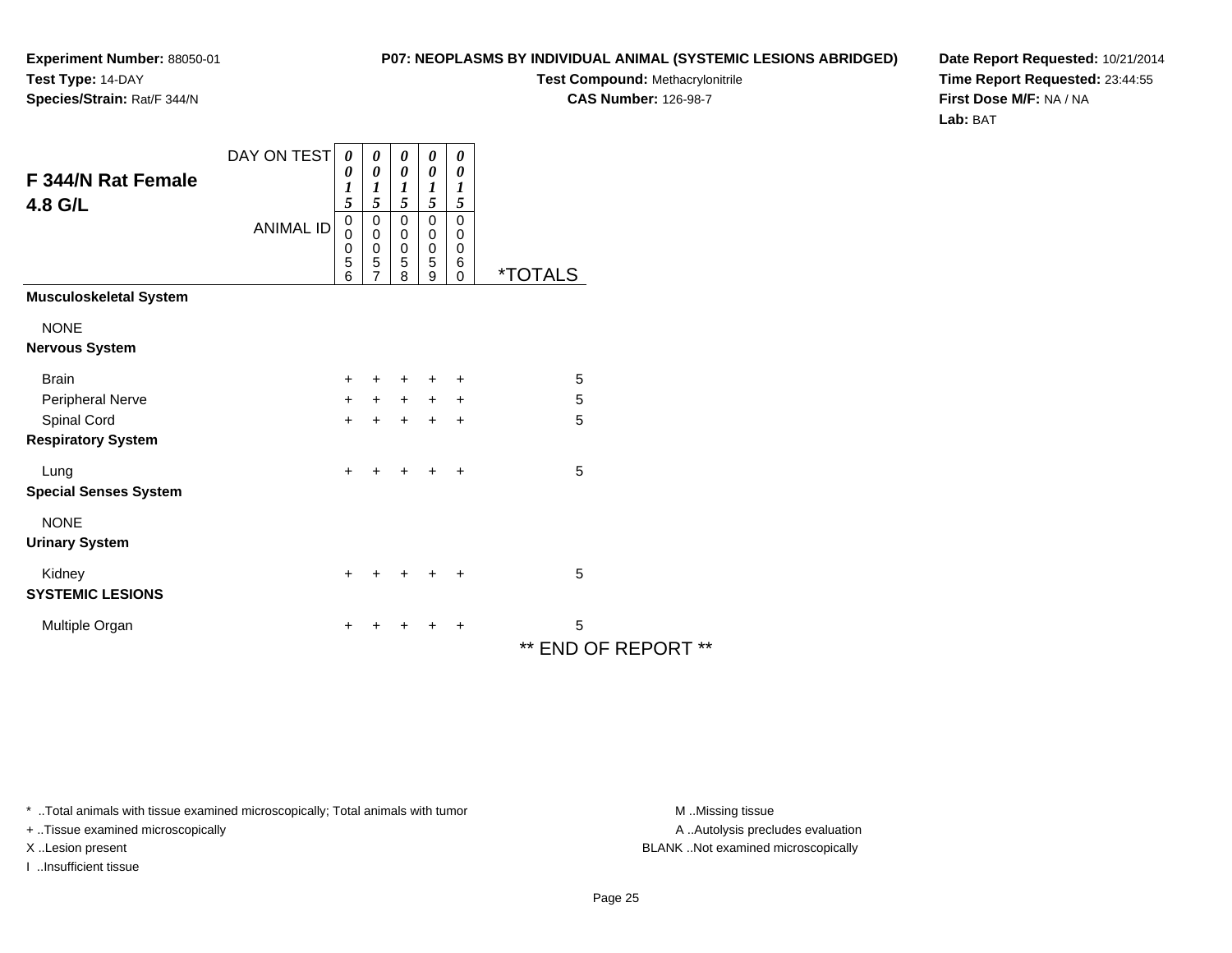**Experiment Number:** 88050-01
**Test Type:** 14-DAY
**Species/Strain:** Rat/F 344/N

**P07: NEOPLASMS BY INDIVIDUAL ANIMAL (SYSTEMIC LESIONS ABRIDGED)**
**Test Compound:** Methacrylonitrile
**CAS Number:** 126-98-7

**Date Report Requested:** 10/21/2014
**Time Report Requested:** 23:44:55
**First Dose M/F:** NA / NA
**Lab:** BAT

## F 344/N Rat Female 4.8 G/L

| DAY ON TEST | 0015 | 0015 | 0015 | 0015 | 0015 | |
|---|---|---|---|---|---|---|
| ANIMAL ID | 00056 | 00057 | 00058 | 00059 | 00060 | *TOTALS |
| **Musculoskeletal System** | | | | | | |
| NONE | | | | | | |
| **Nervous System** | | | | | | |
| Brain | + | + | + | + | + | 5 |
| Peripheral Nerve | + | + | + | + | + | 5 |
| Spinal Cord | + | + | + | + | + | 5 |
| **Respiratory System** | | | | | | |
| Lung | + | + | + | + | + | 5 |
| **Special Senses System** | | | | | | |
| NONE | | | | | | |
| **Urinary System** | | | | | | |
| Kidney | + | + | + | + | + | 5 |
| **SYSTEMIC LESIONS** | | | | | | |
| Multiple Organ | + | + | + | + | + | 5 |

** END OF REPORT **

* ..Total animals with tissue examined microscopically; Total animals with tumor
+ ..Tissue examined microscopically
X ..Lesion present
I ..Insufficient tissue

M ..Missing tissue
A ..Autolysis precludes evaluation
BLANK ..Not examined microscopically